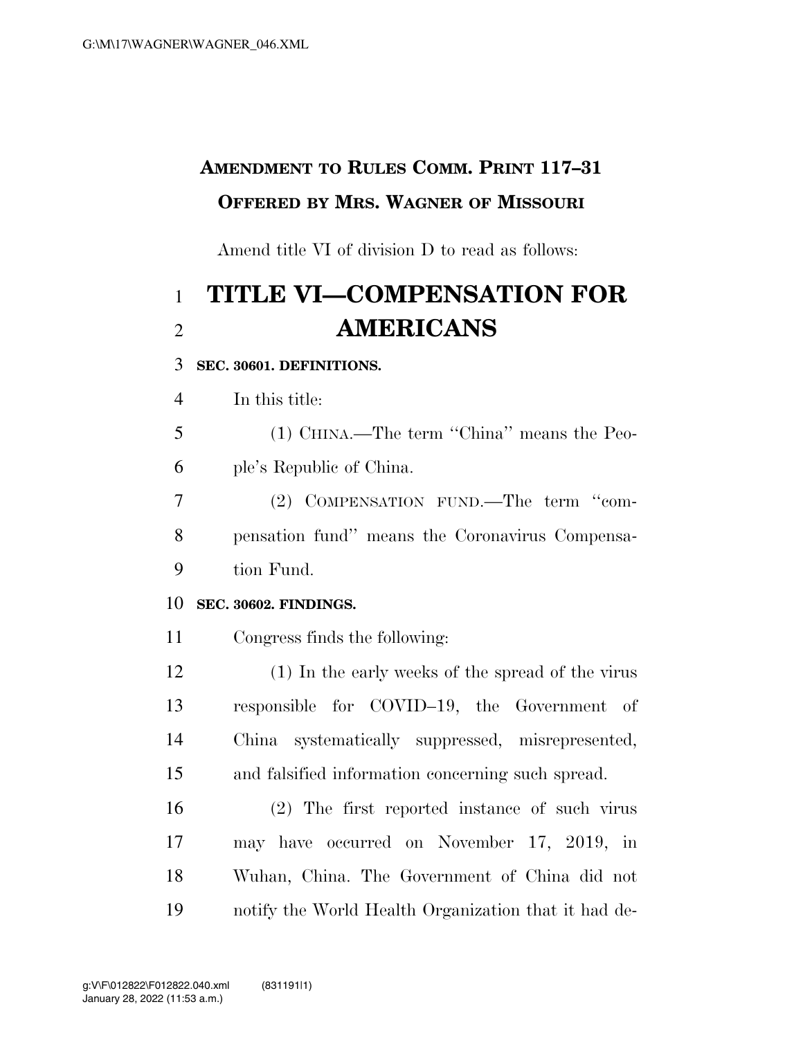**AMENDMENT TO RULES COMM. PRINT 117–31**

**OFFERED BY MRS. WAGNER OF MISSOURI**

Amend title VI of division D to read as follows:

# TITLE VI—COMPENSATION FOR AMERICANS

**SEC. 30601. DEFINITIONS.**

In this title:

(1) CHINA.—The term ''China'' means the People's Republic of China.

(2) COMPENSATION FUND.—The term ''compensation fund'' means the Coronavirus Compensation Fund.

**SEC. 30602. FINDINGS.**

Congress finds the following:

(1) In the early weeks of the spread of the virus responsible for COVID–19, the Government of China systematically suppressed, misrepresented, and falsified information concerning such spread.

(2) The first reported instance of such virus may have occurred on November 17, 2019, in Wuhan, China. The Government of China did not notify the World Health Organization that it had de-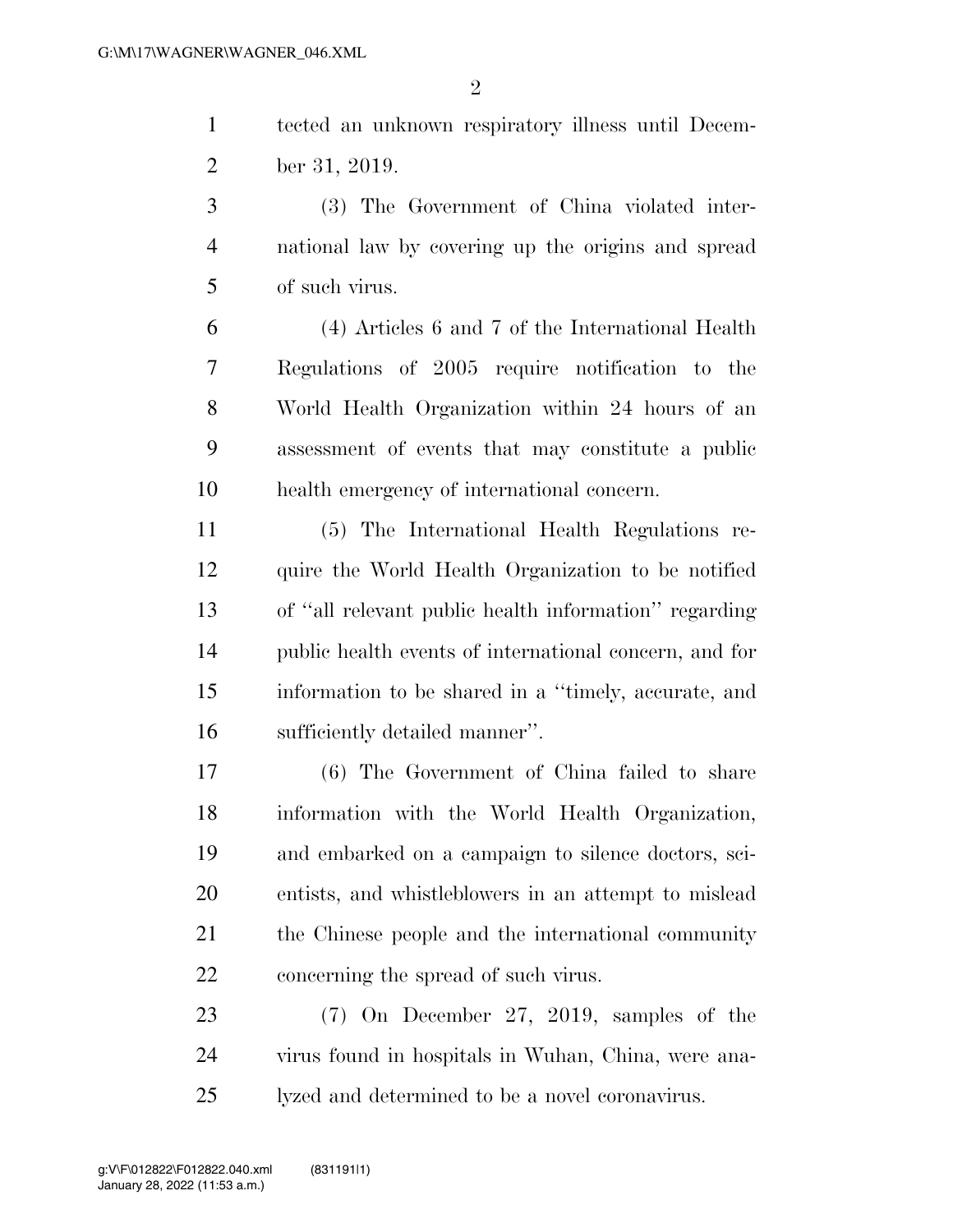tected an unknown respiratory illness until December 31, 2019.

(3) The Government of China violated international law by covering up the origins and spread of such virus.

(4) Articles 6 and 7 of the International Health Regulations of 2005 require notification to the World Health Organization within 24 hours of an assessment of events that may constitute a public health emergency of international concern.

(5) The International Health Regulations require the World Health Organization to be notified of "all relevant public health information" regarding public health events of international concern, and for information to be shared in a "timely, accurate, and sufficiently detailed manner".

(6) The Government of China failed to share information with the World Health Organization, and embarked on a campaign to silence doctors, scientists, and whistleblowers in an attempt to mislead the Chinese people and the international community concerning the spread of such virus.

(7) On December 27, 2019, samples of the virus found in hospitals in Wuhan, China, were analyzed and determined to be a novel coronavirus.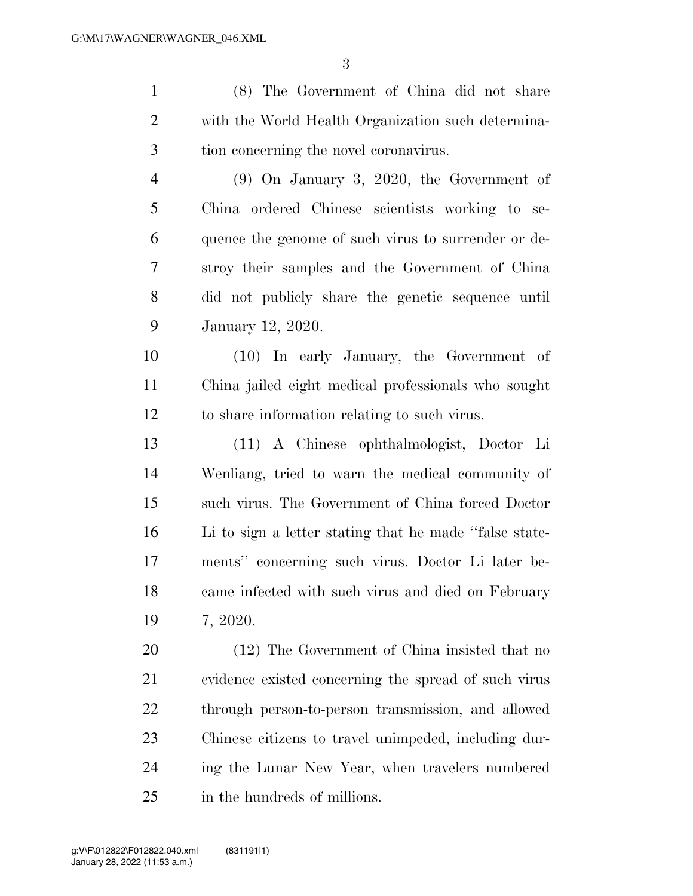(8) The Government of China did not share with the World Health Organization such determination concerning the novel coronavirus.

(9) On January 3, 2020, the Government of China ordered Chinese scientists working to sequence the genome of such virus to surrender or destroy their samples and the Government of China did not publicly share the genetic sequence until January 12, 2020.

(10) In early January, the Government of China jailed eight medical professionals who sought to share information relating to such virus.

(11) A Chinese ophthalmologist, Doctor Li Wenliang, tried to warn the medical community of such virus. The Government of China forced Doctor Li to sign a letter stating that he made "false statements" concerning such virus. Doctor Li later became infected with such virus and died on February 7, 2020.

(12) The Government of China insisted that no evidence existed concerning the spread of such virus through person-to-person transmission, and allowed Chinese citizens to travel unimpeded, including during the Lunar New Year, when travelers numbered in the hundreds of millions.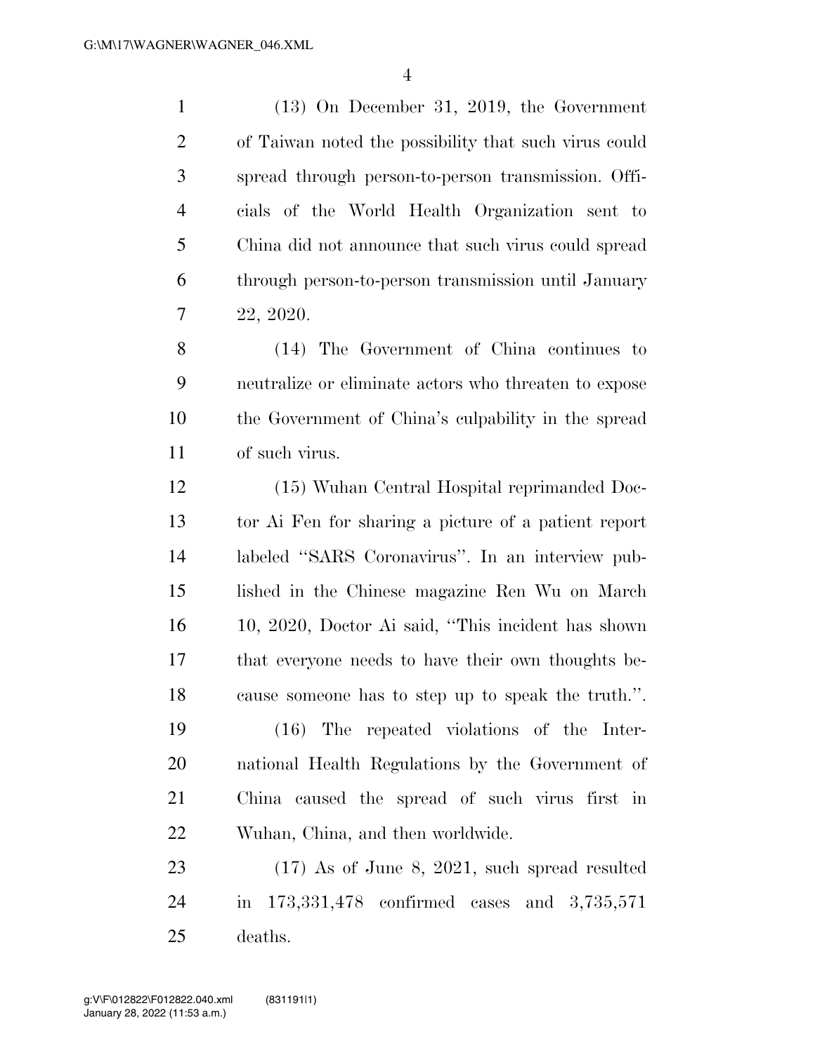(13) On December 31, 2019, the Government of Taiwan noted the possibility that such virus could spread through person-to-person transmission. Officials of the World Health Organization sent to China did not announce that such virus could spread through person-to-person transmission until January 22, 2020.

(14) The Government of China continues to neutralize or eliminate actors who threaten to expose the Government of China's culpability in the spread of such virus.

(15) Wuhan Central Hospital reprimanded Doctor Ai Fen for sharing a picture of a patient report labeled "SARS Coronavirus". In an interview published in the Chinese magazine Ren Wu on March 10, 2020, Doctor Ai said, "This incident has shown that everyone needs to have their own thoughts because someone has to step up to speak the truth.".

(16) The repeated violations of the International Health Regulations by the Government of China caused the spread of such virus first in Wuhan, China, and then worldwide.

(17) As of June 8, 2021, such spread resulted in 173,331,478 confirmed cases and 3,735,571 deaths.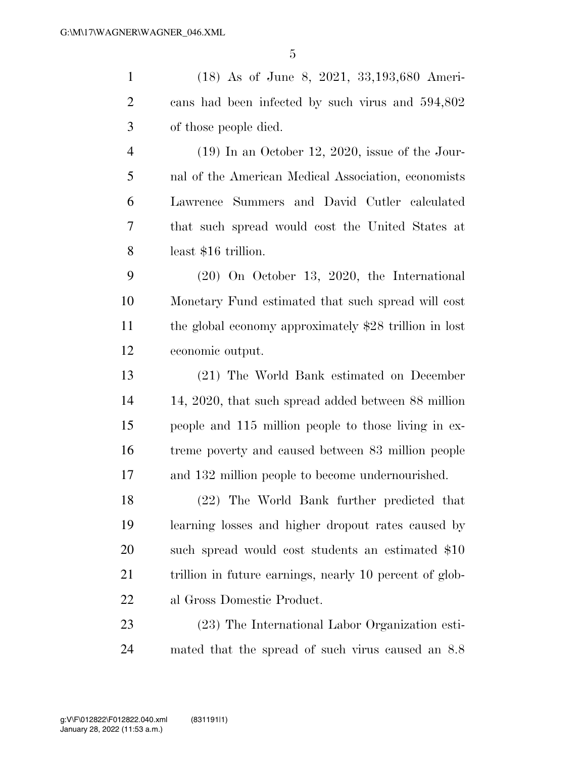(18) As of June 8, 2021, 33,193,680 Americans had been infected by such virus and 594,802 of those people died.

(19) In an October 12, 2020, issue of the Journal of the American Medical Association, economists Lawrence Summers and David Cutler calculated that such spread would cost the United States at least $16 trillion.

(20) On October 13, 2020, the International Monetary Fund estimated that such spread will cost the global economy approximately $28 trillion in lost economic output.

(21) The World Bank estimated on December 14, 2020, that such spread added between 88 million people and 115 million people to those living in extreme poverty and caused between 83 million people and 132 million people to become undernourished.

(22) The World Bank further predicted that learning losses and higher dropout rates caused by such spread would cost students an estimated $10 trillion in future earnings, nearly 10 percent of global Gross Domestic Product.

(23) The International Labor Organization estimated that the spread of such virus caused an 8.8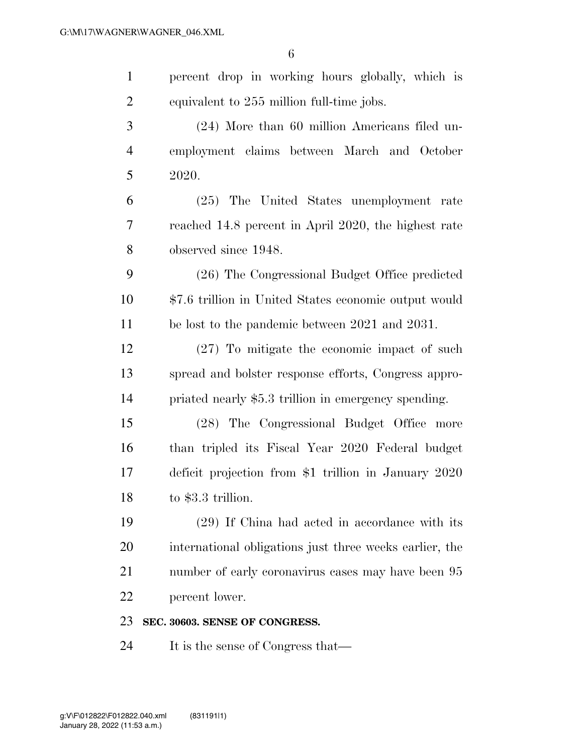percent drop in working hours globally, which is equivalent to 255 million full-time jobs.

(24) More than 60 million Americans filed unemployment claims between March and October 2020.

(25) The United States unemployment rate reached 14.8 percent in April 2020, the highest rate observed since 1948.

(26) The Congressional Budget Office predicted $7.6 trillion in United States economic output would be lost to the pandemic between 2021 and 2031.

(27) To mitigate the economic impact of such spread and bolster response efforts, Congress appropriated nearly $5.3 trillion in emergency spending.

(28) The Congressional Budget Office more than tripled its Fiscal Year 2020 Federal budget deficit projection from $1 trillion in January 2020 to $3.3 trillion.

(29) If China had acted in accordance with its international obligations just three weeks earlier, the number of early coronavirus cases may have been 95 percent lower.

**SEC. 30603. SENSE OF CONGRESS.**

It is the sense of Congress that—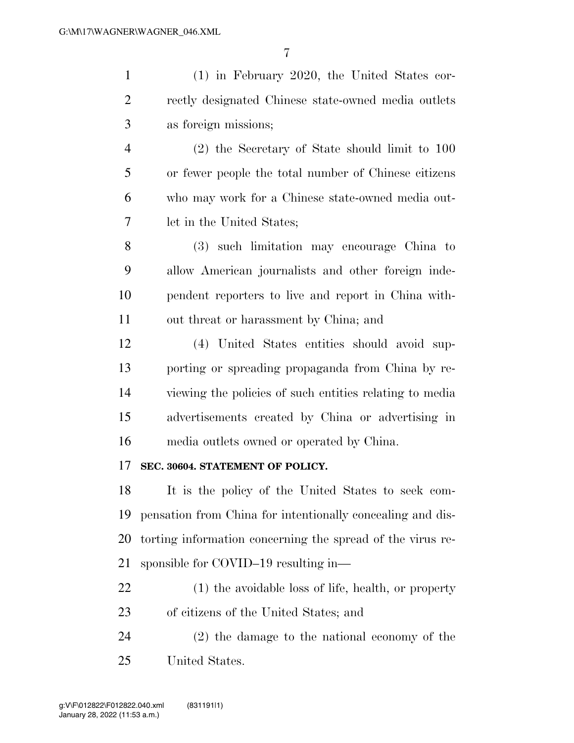(1) in February 2020, the United States correctly designated Chinese state-owned media outlets as foreign missions;

(2) the Secretary of State should limit to 100 or fewer people the total number of Chinese citizens who may work for a Chinese state-owned media outlet in the United States;

(3) such limitation may encourage China to allow American journalists and other foreign independent reporters to live and report in China without threat or harassment by China; and

(4) United States entities should avoid supporting or spreading propaganda from China by reviewing the policies of such entities relating to media advertisements created by China or advertising in media outlets owned or operated by China.

**SEC. 30604. STATEMENT OF POLICY.**

It is the policy of the United States to seek compensation from China for intentionally concealing and distorting information concerning the spread of the virus responsible for COVID–19 resulting in—

(1) the avoidable loss of life, health, or property of citizens of the United States; and

(2) the damage to the national economy of the United States.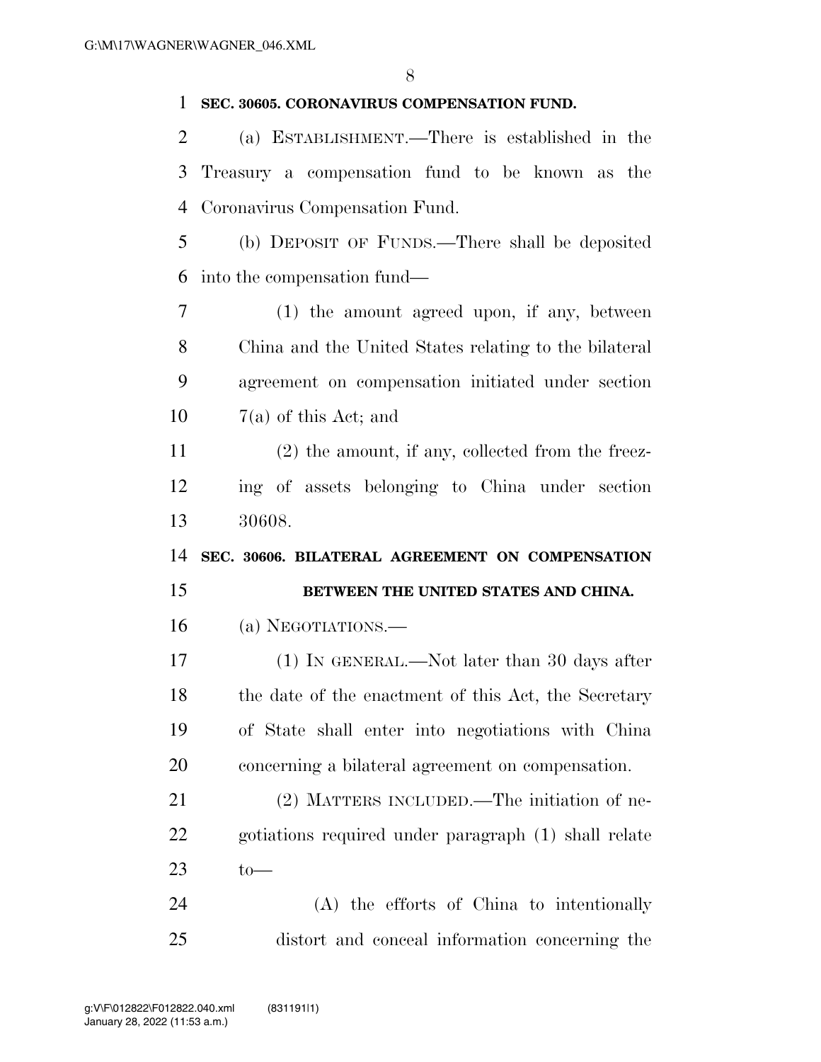**SEC. 30605. CORONAVIRUS COMPENSATION FUND.**

(a) ESTABLISHMENT.—There is established in the Treasury a compensation fund to be known as the Coronavirus Compensation Fund.

(b) DEPOSIT OF FUNDS.—There shall be deposited into the compensation fund—

(1) the amount agreed upon, if any, between China and the United States relating to the bilateral agreement on compensation initiated under section 7(a) of this Act; and

(2) the amount, if any, collected from the freezing of assets belonging to China under section 30608.

**SEC. 30606. BILATERAL AGREEMENT ON COMPENSATION BETWEEN THE UNITED STATES AND CHINA.**

(a) NEGOTIATIONS.—

(1) IN GENERAL.—Not later than 30 days after the date of the enactment of this Act, the Secretary of State shall enter into negotiations with China concerning a bilateral agreement on compensation.

(2) MATTERS INCLUDED.—The initiation of negotiations required under paragraph (1) shall relate to—

(A) the efforts of China to intentionally distort and conceal information concerning the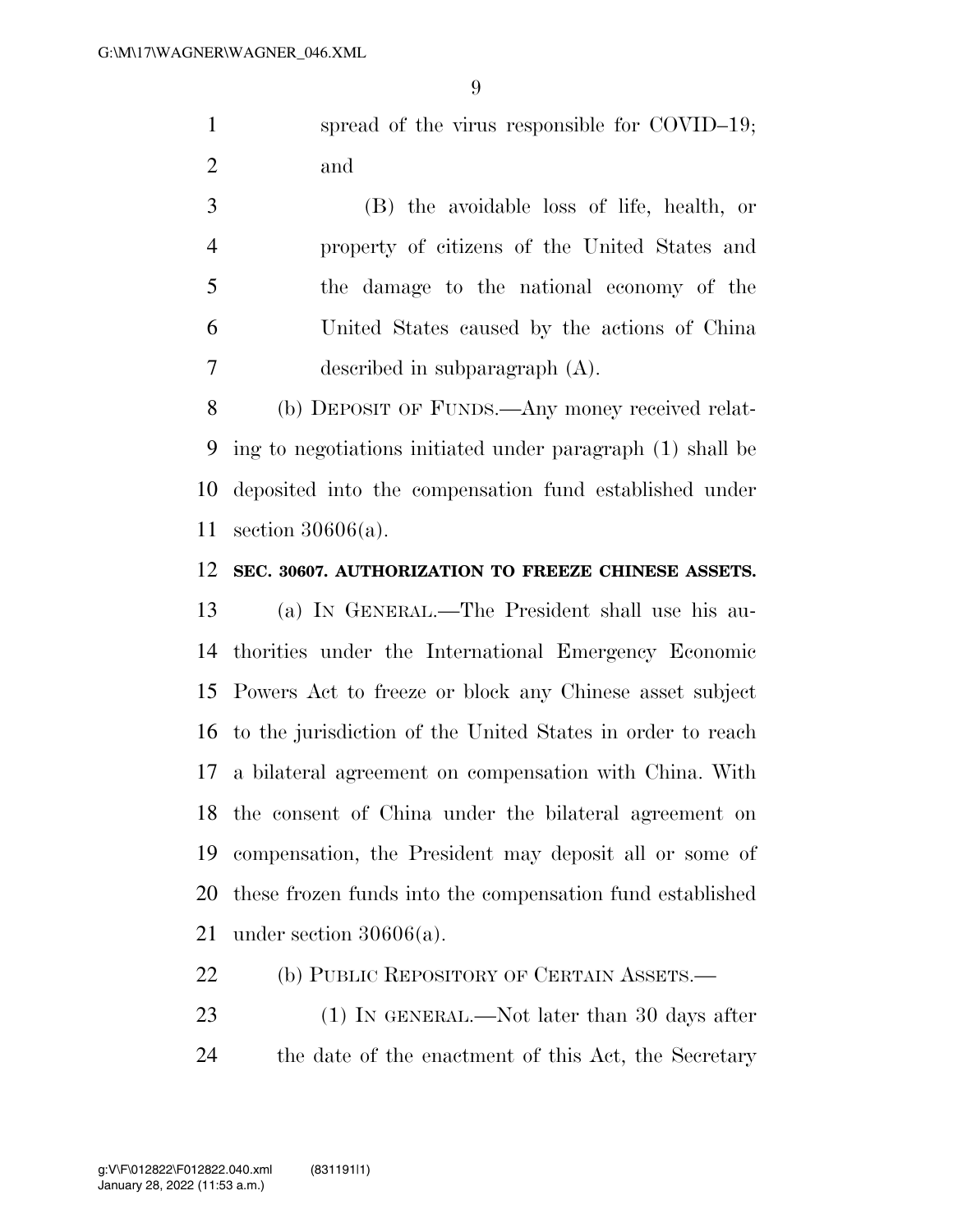spread of the virus responsible for COVID–19; and

(B) the avoidable loss of life, health, or property of citizens of the United States and the damage to the national economy of the United States caused by the actions of China described in subparagraph (A).

(b) DEPOSIT OF FUNDS.—Any money received relating to negotiations initiated under paragraph (1) shall be deposited into the compensation fund established under section 30606(a).

**SEC. 30607. AUTHORIZATION TO FREEZE CHINESE ASSETS.**

(a) IN GENERAL.—The President shall use his authorities under the International Emergency Economic Powers Act to freeze or block any Chinese asset subject to the jurisdiction of the United States in order to reach a bilateral agreement on compensation with China. With the consent of China under the bilateral agreement on compensation, the President may deposit all or some of these frozen funds into the compensation fund established under section 30606(a).

(b) PUBLIC REPOSITORY OF CERTAIN ASSETS.—

(1) IN GENERAL.—Not later than 30 days after the date of the enactment of this Act, the Secretary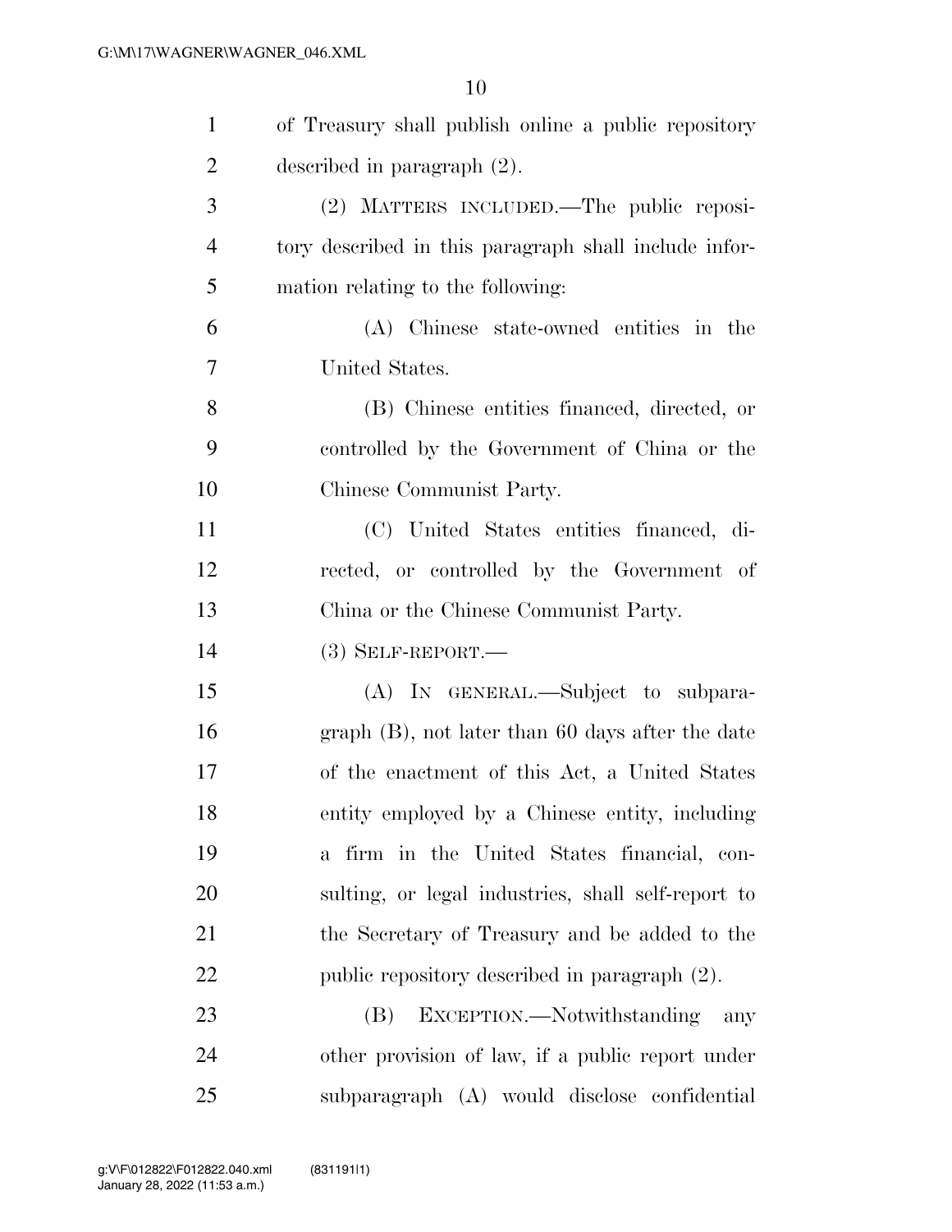of Treasury shall publish online a public repository described in paragraph (2).

(2) MATTERS INCLUDED.—The public repository described in this paragraph shall include information relating to the following:

(A) Chinese state-owned entities in the United States.

(B) Chinese entities financed, directed, or controlled by the Government of China or the Chinese Communist Party.

(C) United States entities financed, directed, or controlled by the Government of China or the Chinese Communist Party.

(3) SELF-REPORT.—

(A) IN GENERAL.—Subject to subparagraph (B), not later than 60 days after the date of the enactment of this Act, a United States entity employed by a Chinese entity, including a firm in the United States financial, consulting, or legal industries, shall self-report to the Secretary of Treasury and be added to the public repository described in paragraph (2).

(B) EXCEPTION.—Notwithstanding any other provision of law, if a public report under subparagraph (A) would disclose confidential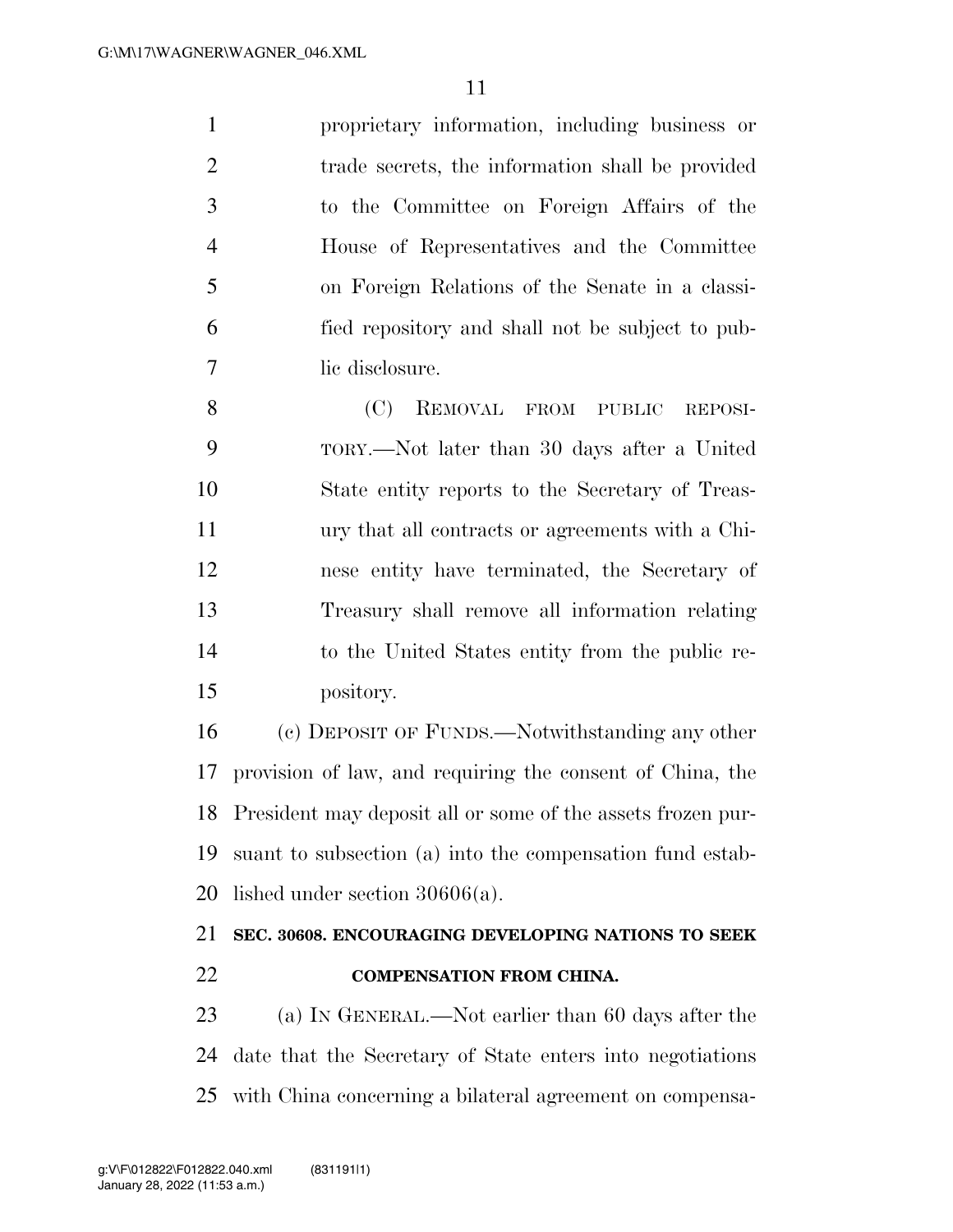proprietary information, including business or trade secrets, the information shall be provided to the Committee on Foreign Affairs of the House of Representatives and the Committee on Foreign Relations of the Senate in a classified repository and shall not be subject to public disclosure.

(C) REMOVAL FROM PUBLIC REPOSITORY.—Not later than 30 days after a United State entity reports to the Secretary of Treasury that all contracts or agreements with a Chinese entity have terminated, the Secretary of Treasury shall remove all information relating to the United States entity from the public repository.

(c) DEPOSIT OF FUNDS.—Notwithstanding any other provision of law, and requiring the consent of China, the President may deposit all or some of the assets frozen pursuant to subsection (a) into the compensation fund established under section 30606(a).

**SEC. 30608. ENCOURAGING DEVELOPING NATIONS TO SEEK COMPENSATION FROM CHINA.**

(a) IN GENERAL.—Not earlier than 60 days after the date that the Secretary of State enters into negotiations with China concerning a bilateral agreement on compensa-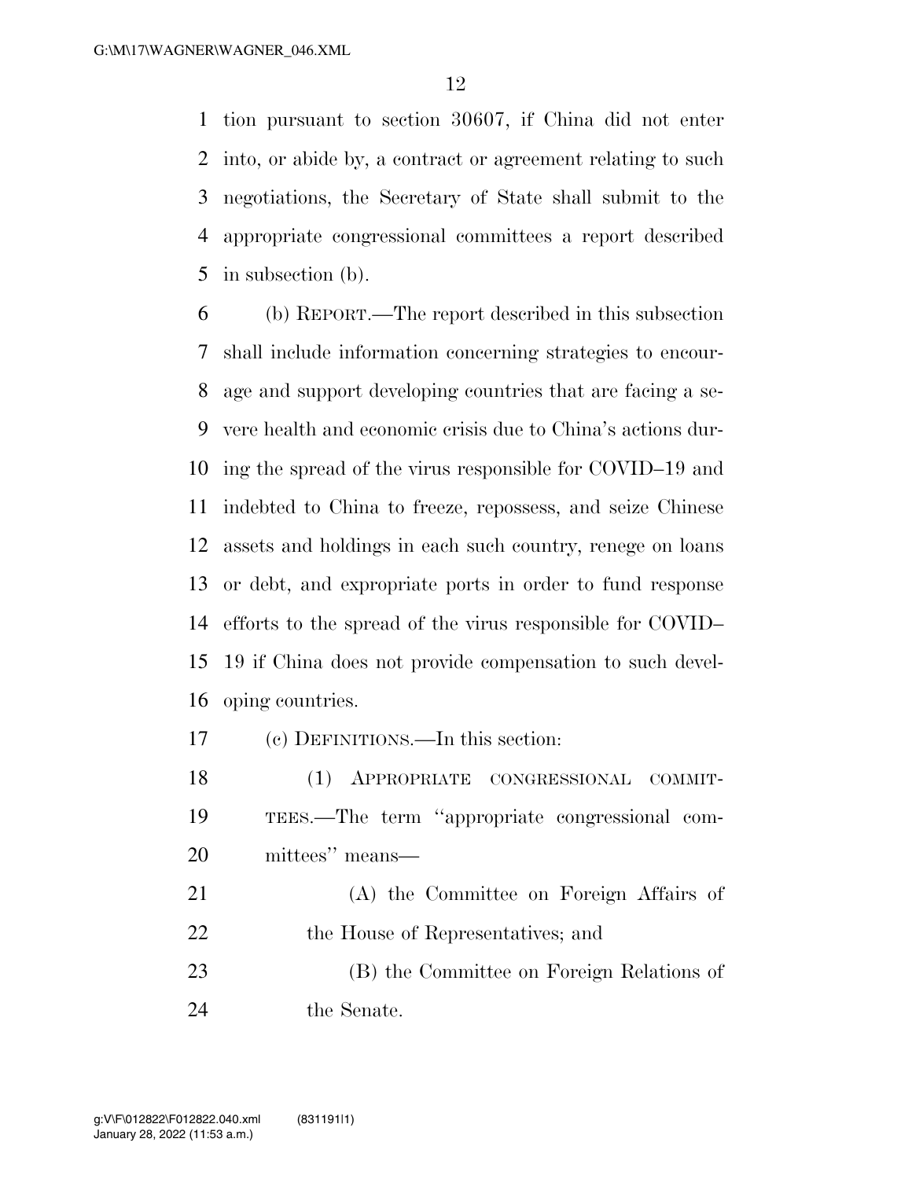tion pursuant to section 30607, if China did not enter into, or abide by, a contract or agreement relating to such negotiations, the Secretary of State shall submit to the appropriate congressional committees a report described in subsection (b).

(b) REPORT.—The report described in this subsection shall include information concerning strategies to encourage and support developing countries that are facing a severe health and economic crisis due to China's actions during the spread of the virus responsible for COVID–19 and indebted to China to freeze, repossess, and seize Chinese assets and holdings in each such country, renege on loans or debt, and expropriate ports in order to fund response efforts to the spread of the virus responsible for COVID–19 if China does not provide compensation to such developing countries.

(c) DEFINITIONS.—In this section:

(1) APPROPRIATE CONGRESSIONAL COMMITTEES.—The term ''appropriate congressional committees'' means—

(A) the Committee on Foreign Affairs of the House of Representatives; and

(B) the Committee on Foreign Relations of the Senate.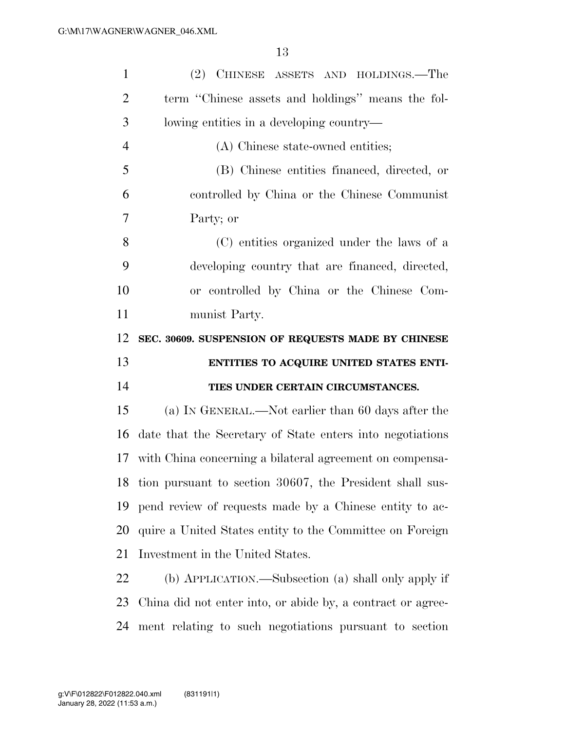(2) CHINESE ASSETS AND HOLDINGS.—The term ''Chinese assets and holdings'' means the following entities in a developing country—

(A) Chinese state-owned entities;

(B) Chinese entities financed, directed, or controlled by China or the Chinese Communist Party; or

(C) entities organized under the laws of a developing country that are financed, directed, or controlled by China or the Chinese Communist Party.

**SEC. 30609. SUSPENSION OF REQUESTS MADE BY CHINESE ENTITIES TO ACQUIRE UNITED STATES ENTITIES UNDER CERTAIN CIRCUMSTANCES.**

(a) IN GENERAL.—Not earlier than 60 days after the date that the Secretary of State enters into negotiations with China concerning a bilateral agreement on compensation pursuant to section 30607, the President shall suspend review of requests made by a Chinese entity to acquire a United States entity to the Committee on Foreign Investment in the United States.

(b) APPLICATION.—Subsection (a) shall only apply if China did not enter into, or abide by, a contract or agreement relating to such negotiations pursuant to section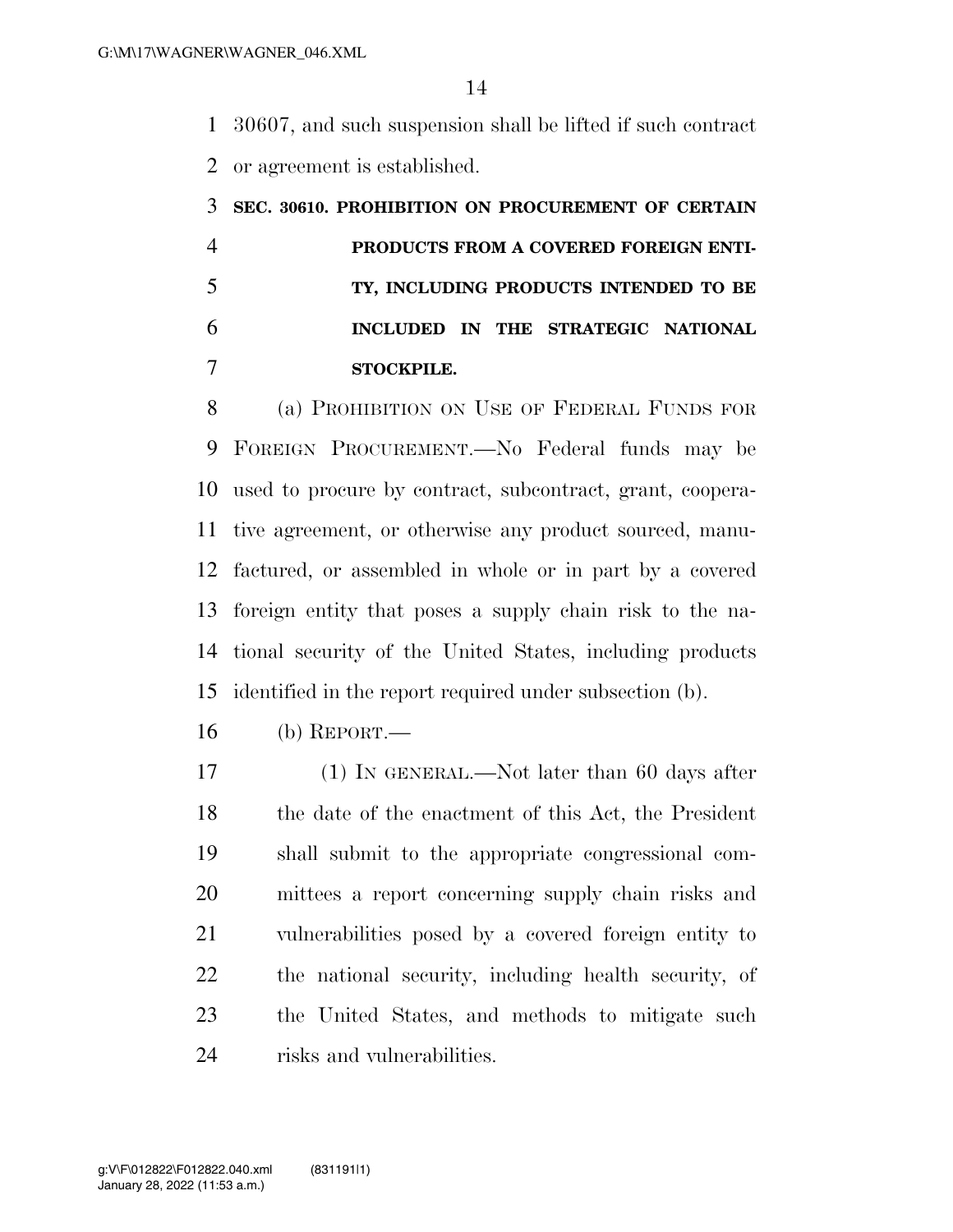30607, and such suspension shall be lifted if such contract or agreement is established.

**SEC. 30610. PROHIBITION ON PROCUREMENT OF CERTAIN PRODUCTS FROM A COVERED FOREIGN ENTITY, INCLUDING PRODUCTS INTENDED TO BE INCLUDED IN THE STRATEGIC NATIONAL STOCKPILE.**

(a) PROHIBITION ON USE OF FEDERAL FUNDS FOR FOREIGN PROCUREMENT.—No Federal funds may be used to procure by contract, subcontract, grant, cooperative agreement, or otherwise any product sourced, manufactured, or assembled in whole or in part by a covered foreign entity that poses a supply chain risk to the national security of the United States, including products identified in the report required under subsection (b).

(b) REPORT.—

(1) IN GENERAL.—Not later than 60 days after the date of the enactment of this Act, the President shall submit to the appropriate congressional committees a report concerning supply chain risks and vulnerabilities posed by a covered foreign entity to the national security, including health security, of the United States, and methods to mitigate such risks and vulnerabilities.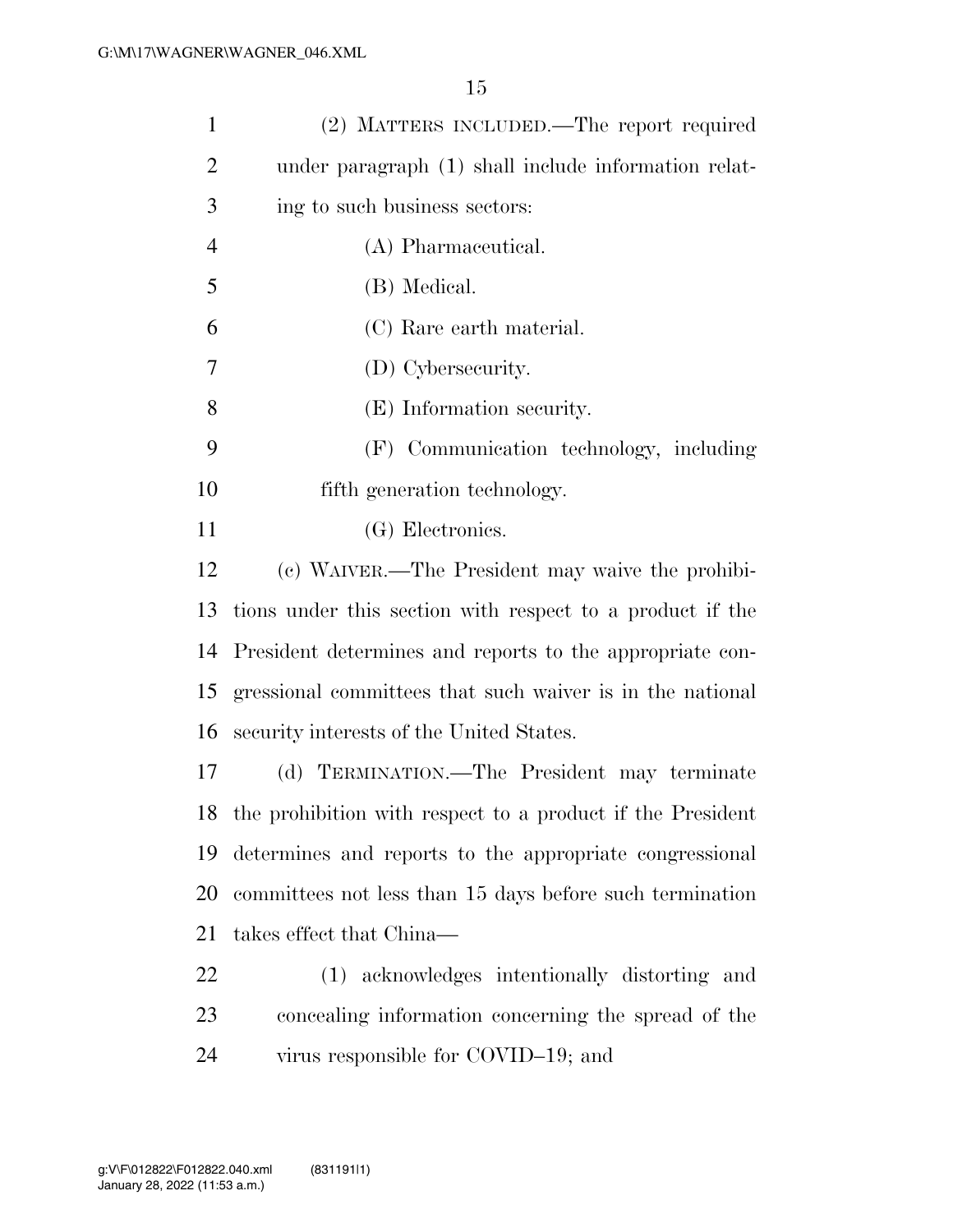(2) MATTERS INCLUDED.—The report required under paragraph (1) shall include information relating to such business sectors:

(A) Pharmaceutical.

(B) Medical.

(C) Rare earth material.

(D) Cybersecurity.

(E) Information security.

(F) Communication technology, including fifth generation technology.

(G) Electronics.

(c) WAIVER.—The President may waive the prohibitions under this section with respect to a product if the President determines and reports to the appropriate congressional committees that such waiver is in the national security interests of the United States.

(d) TERMINATION.—The President may terminate the prohibition with respect to a product if the President determines and reports to the appropriate congressional committees not less than 15 days before such termination takes effect that China—

(1) acknowledges intentionally distorting and concealing information concerning the spread of the virus responsible for COVID–19; and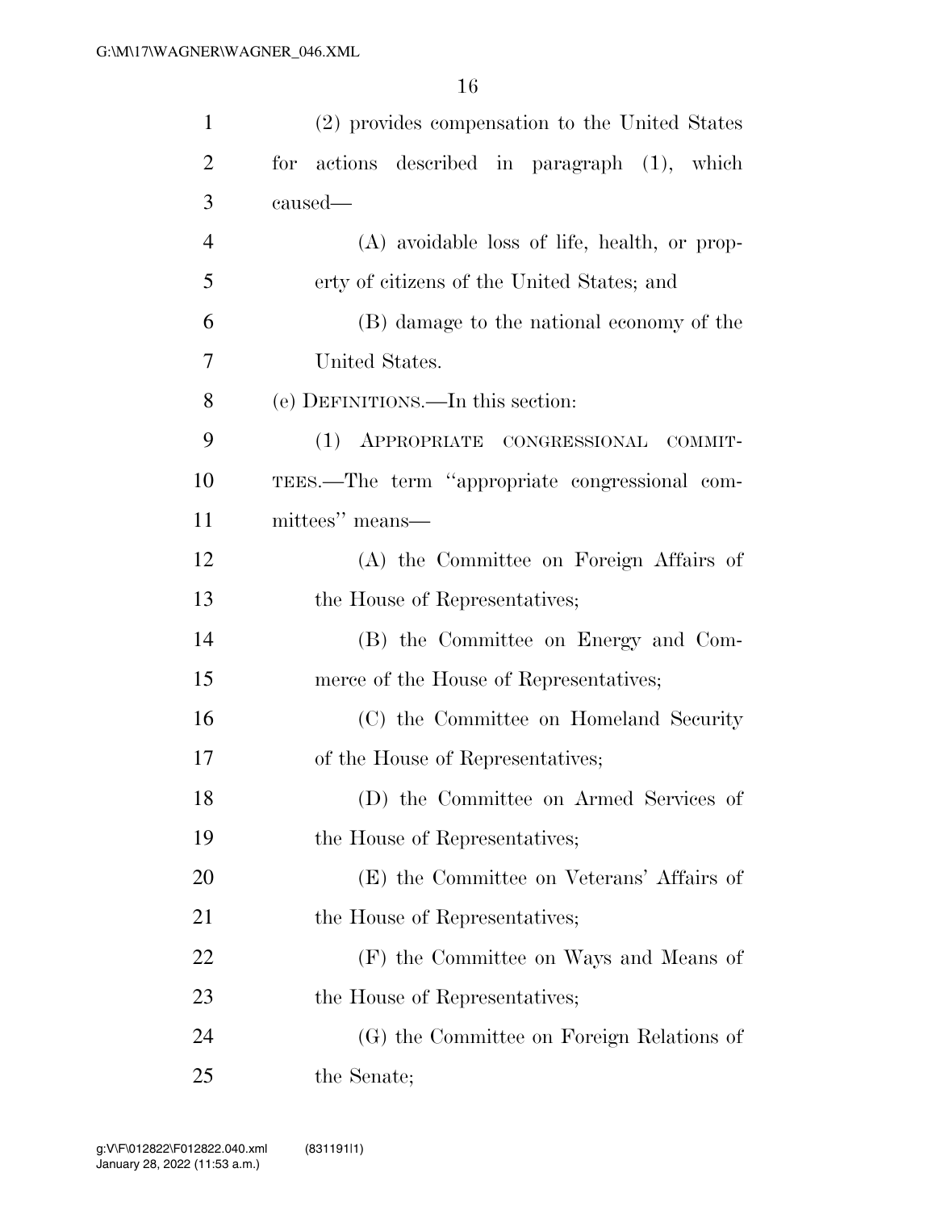(2) provides compensation to the United States for actions described in paragraph (1), which caused—

(A) avoidable loss of life, health, or property of citizens of the United States; and

(B) damage to the national economy of the United States.

(e) DEFINITIONS.—In this section:

(1) APPROPRIATE CONGRESSIONAL COMMITTEES.—The term "appropriate congressional committees" means—

(A) the Committee on Foreign Affairs of the House of Representatives;

(B) the Committee on Energy and Commerce of the House of Representatives;

(C) the Committee on Homeland Security of the House of Representatives;

(D) the Committee on Armed Services of the House of Representatives;

(E) the Committee on Veterans' Affairs of the House of Representatives;

(F) the Committee on Ways and Means of the House of Representatives;

(G) the Committee on Foreign Relations of the Senate;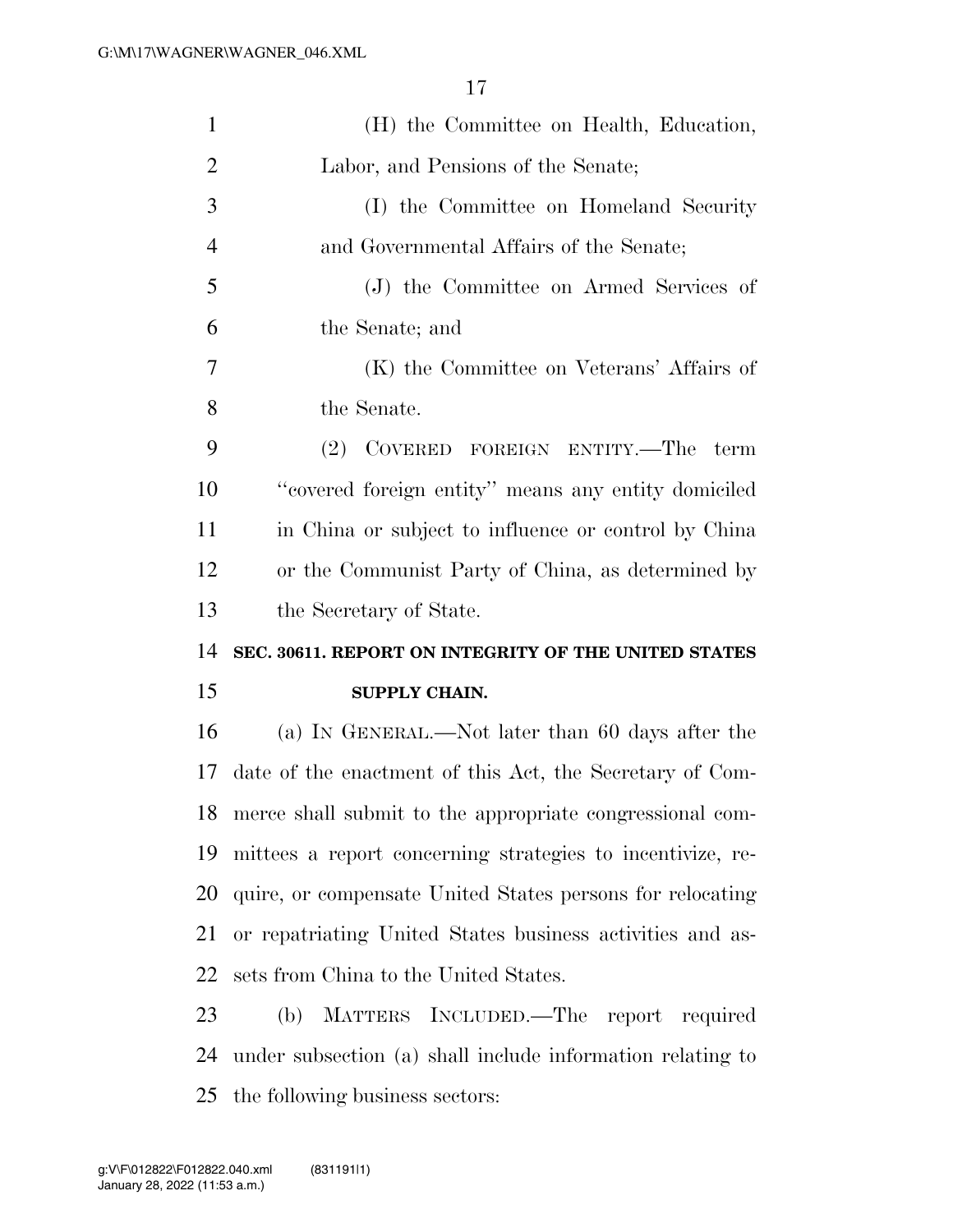(H) the Committee on Health, Education, Labor, and Pensions of the Senate;

(I) the Committee on Homeland Security and Governmental Affairs of the Senate;

(J) the Committee on Armed Services of the Senate; and

(K) the Committee on Veterans' Affairs of the Senate.

(2) COVERED FOREIGN ENTITY.—The term "covered foreign entity" means any entity domiciled in China or subject to influence or control by China or the Communist Party of China, as determined by the Secretary of State.

**SEC. 30611. REPORT ON INTEGRITY OF THE UNITED STATES SUPPLY CHAIN.**

(a) IN GENERAL.—Not later than 60 days after the date of the enactment of this Act, the Secretary of Commerce shall submit to the appropriate congressional committees a report concerning strategies to incentivize, require, or compensate United States persons for relocating or repatriating United States business activities and assets from China to the United States.

(b) MATTERS INCLUDED.—The report required under subsection (a) shall include information relating to the following business sectors: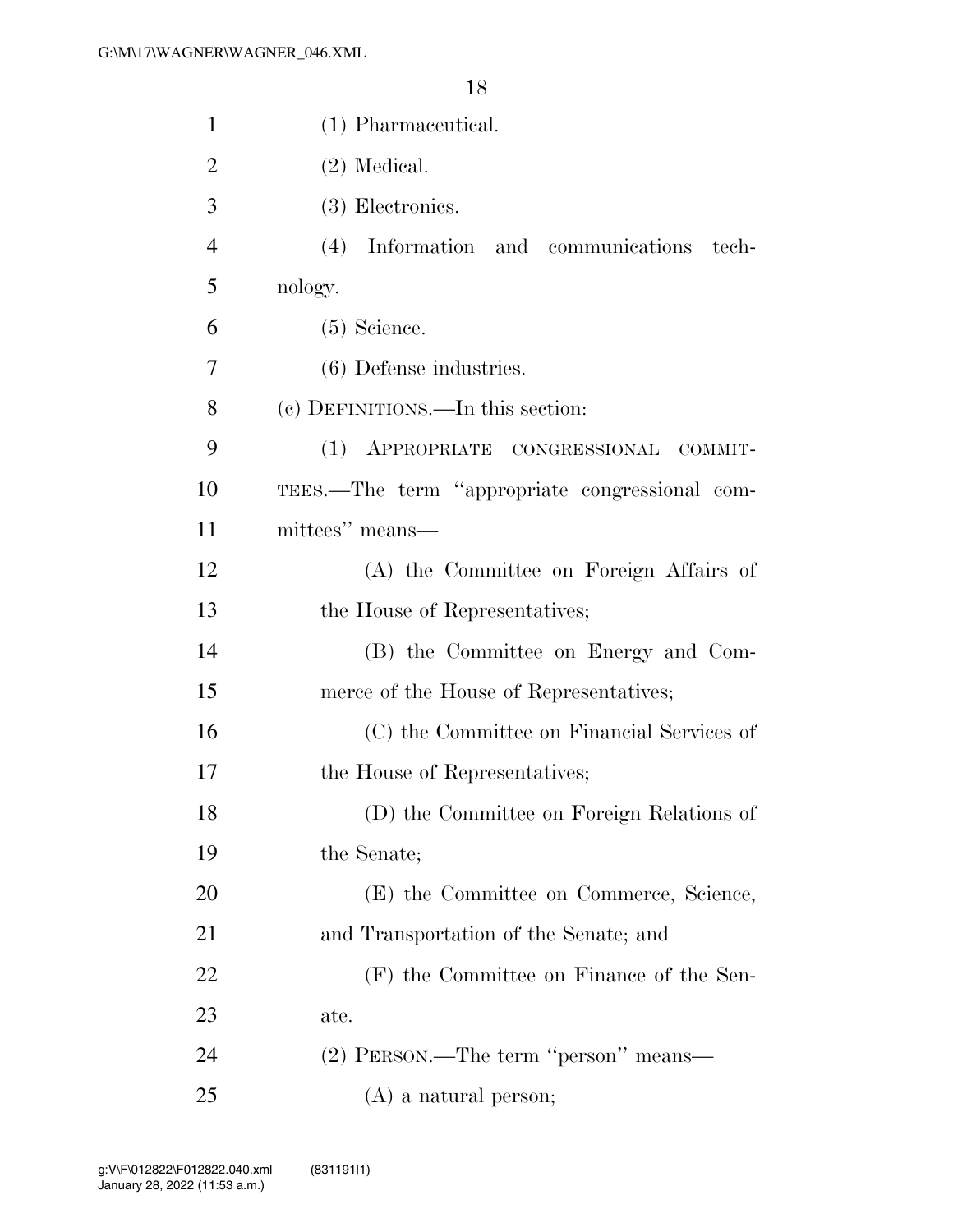(1) Pharmaceutical.

(2) Medical.

(3) Electronics.

(4) Information and communications technology.

(5) Science.

(6) Defense industries.

(c) DEFINITIONS.—In this section:

(1) APPROPRIATE CONGRESSIONAL COMMITTEES.—The term ''appropriate congressional committees'' means—

(A) the Committee on Foreign Affairs of the House of Representatives;

(B) the Committee on Energy and Commerce of the House of Representatives;

(C) the Committee on Financial Services of the House of Representatives;

(D) the Committee on Foreign Relations of the Senate;

(E) the Committee on Commerce, Science, and Transportation of the Senate; and

(F) the Committee on Finance of the Senate.

(2) PERSON.—The term ''person'' means—

(A) a natural person;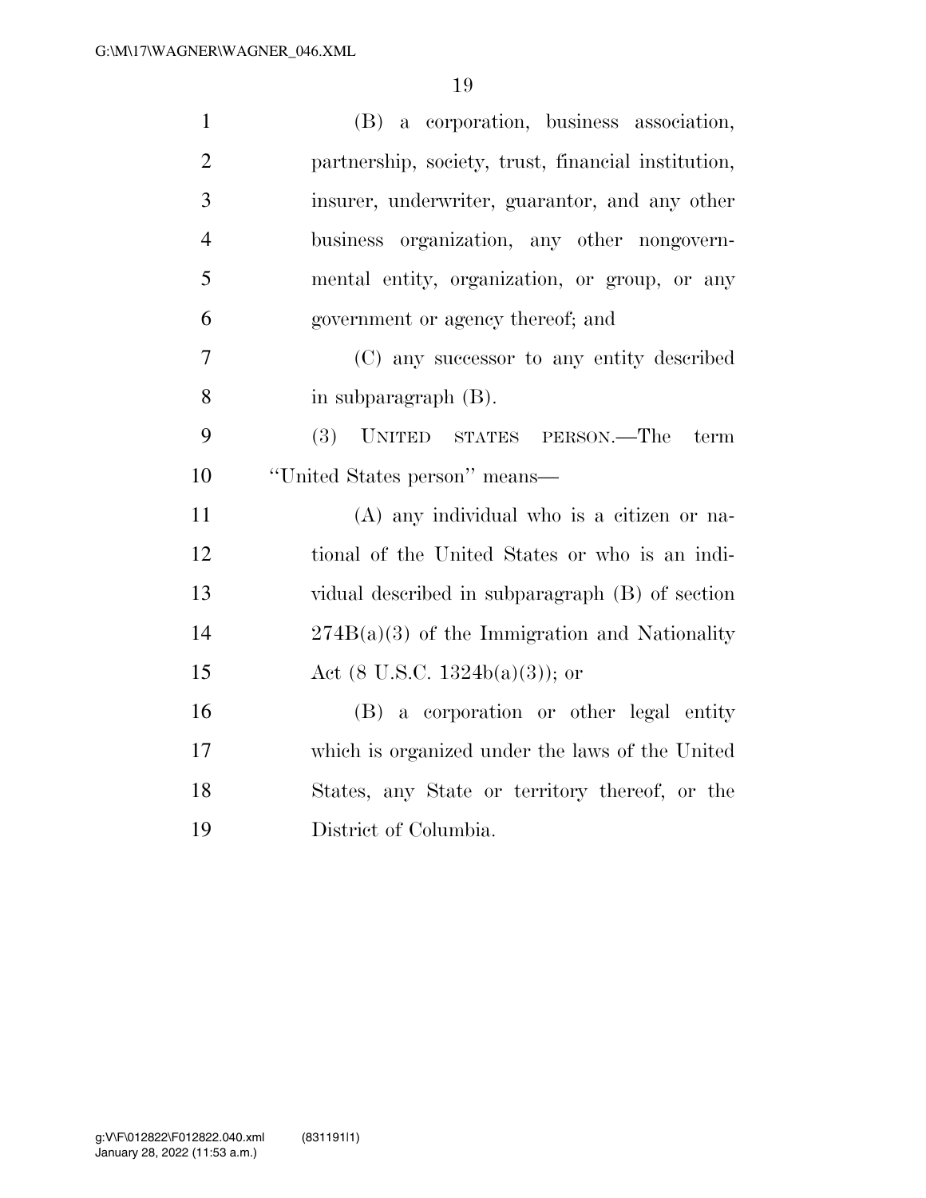(B) a corporation, business association, partnership, society, trust, financial institution, insurer, underwriter, guarantor, and any other business organization, any other nongovernmental entity, organization, or group, or any government or agency thereof; and

(C) any successor to any entity described in subparagraph (B).

(3) UNITED STATES PERSON.—The term "United States person" means—

(A) any individual who is a citizen or national of the United States or who is an individual described in subparagraph (B) of section 274B(a)(3) of the Immigration and Nationality Act (8 U.S.C. 1324b(a)(3)); or

(B) a corporation or other legal entity which is organized under the laws of the United States, any State or territory thereof, or the District of Columbia.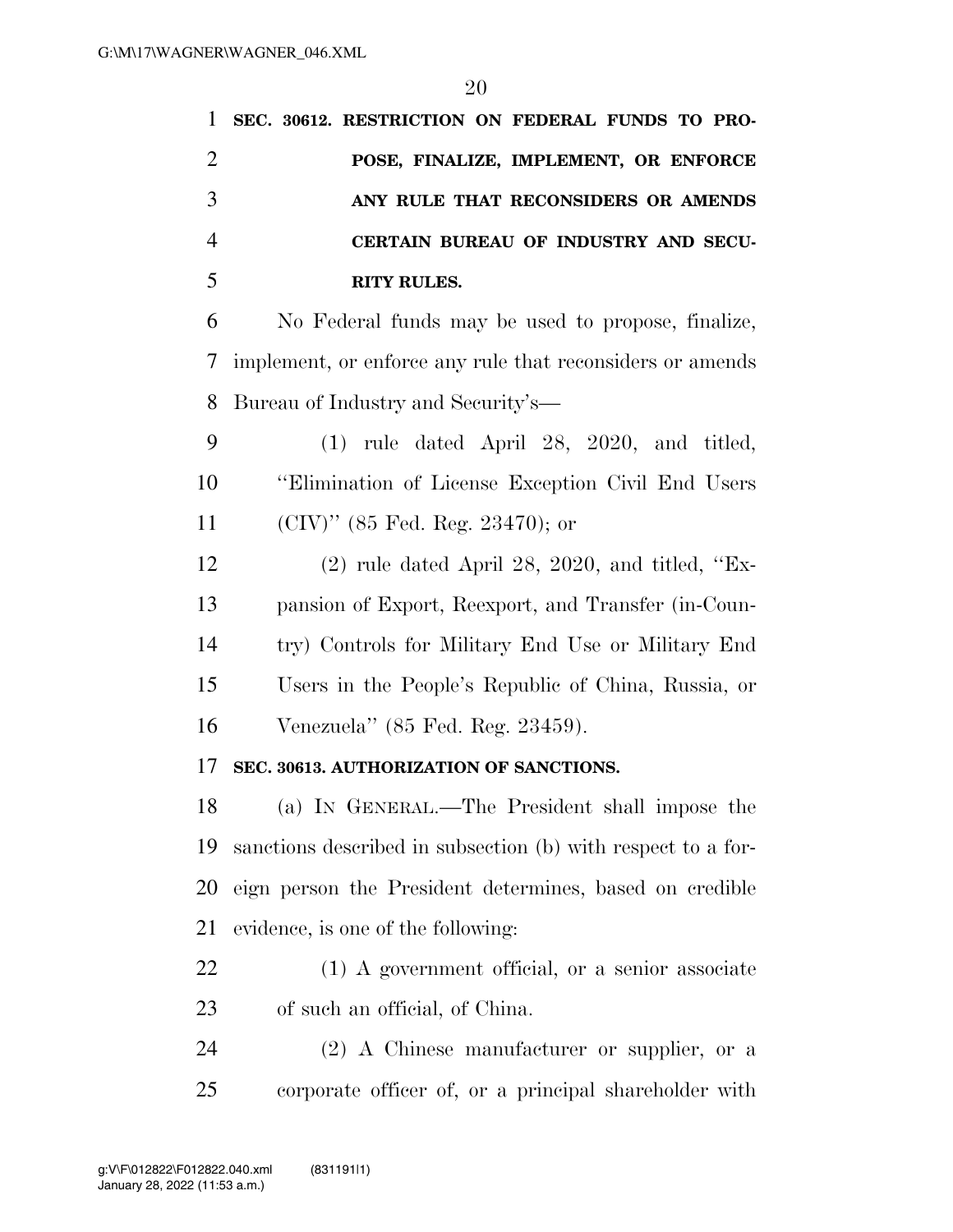**SEC. 30612. RESTRICTION ON FEDERAL FUNDS TO PROPOSE, FINALIZE, IMPLEMENT, OR ENFORCE ANY RULE THAT RECONSIDERS OR AMENDS CERTAIN BUREAU OF INDUSTRY AND SECURITY RULES.**

No Federal funds may be used to propose, finalize, implement, or enforce any rule that reconsiders or amends Bureau of Industry and Security's—

(1) rule dated April 28, 2020, and titled, "Elimination of License Exception Civil End Users (CIV)" (85 Fed. Reg. 23470); or

(2) rule dated April 28, 2020, and titled, "Expansion of Export, Reexport, and Transfer (in-Country) Controls for Military End Use or Military End Users in the People's Republic of China, Russia, or Venezuela" (85 Fed. Reg. 23459).

**SEC. 30613. AUTHORIZATION OF SANCTIONS.**

(a) IN GENERAL.—The President shall impose the sanctions described in subsection (b) with respect to a foreign person the President determines, based on credible evidence, is one of the following:

(1) A government official, or a senior associate of such an official, of China.

(2) A Chinese manufacturer or supplier, or a corporate officer of, or a principal shareholder with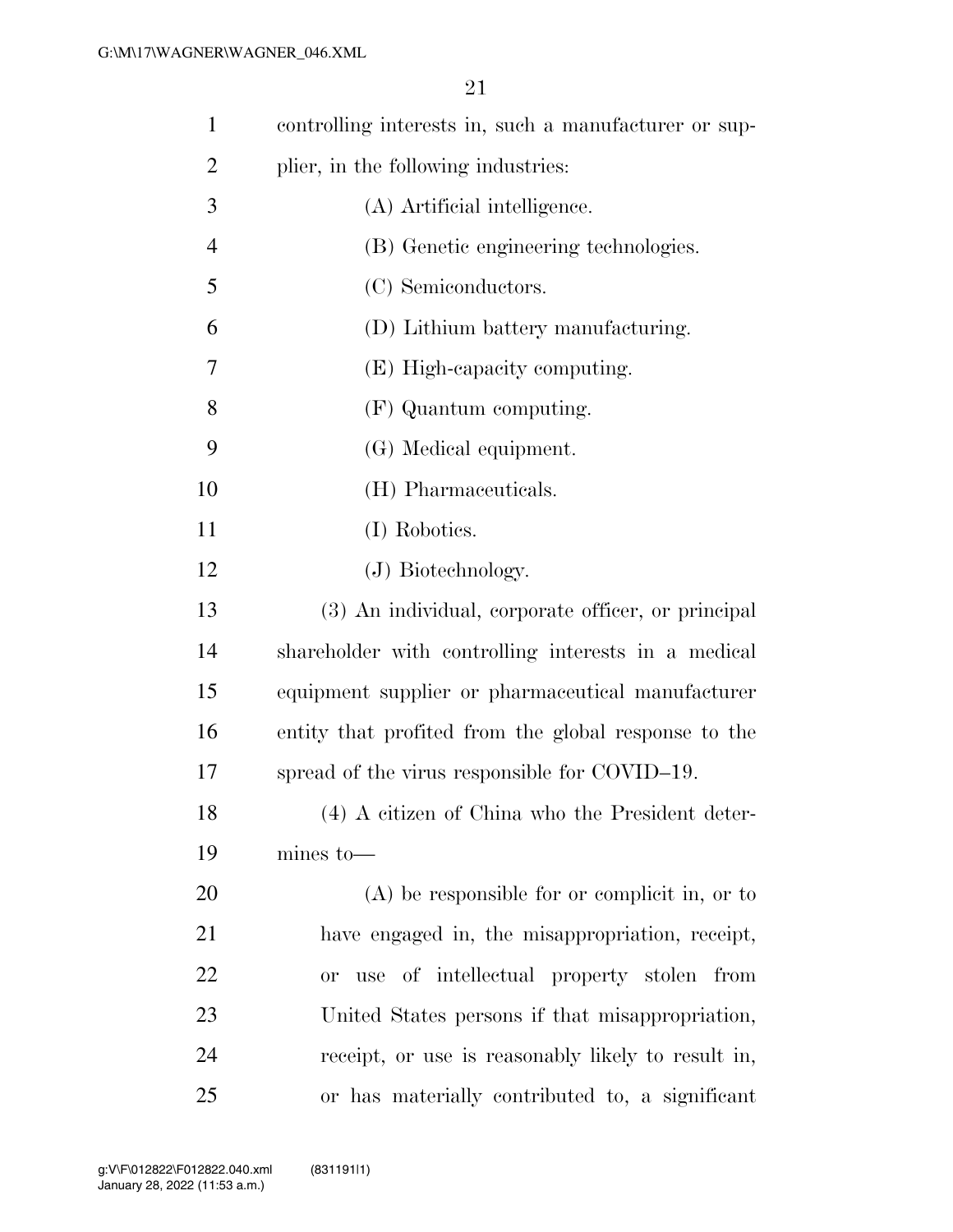controlling interests in, such a manufacturer or supplier, in the following industries:

(A) Artificial intelligence.

(B) Genetic engineering technologies.

(C) Semiconductors.

(D) Lithium battery manufacturing.

(E) High-capacity computing.

(F) Quantum computing.

(G) Medical equipment.

(H) Pharmaceuticals.

(I) Robotics.

(J) Biotechnology.

(3) An individual, corporate officer, or principal shareholder with controlling interests in a medical equipment supplier or pharmaceutical manufacturer entity that profited from the global response to the spread of the virus responsible for COVID–19.

(4) A citizen of China who the President determines to—

(A) be responsible for or complicit in, or to have engaged in, the misappropriation, receipt, or use of intellectual property stolen from United States persons if that misappropriation, receipt, or use is reasonably likely to result in, or has materially contributed to, a significant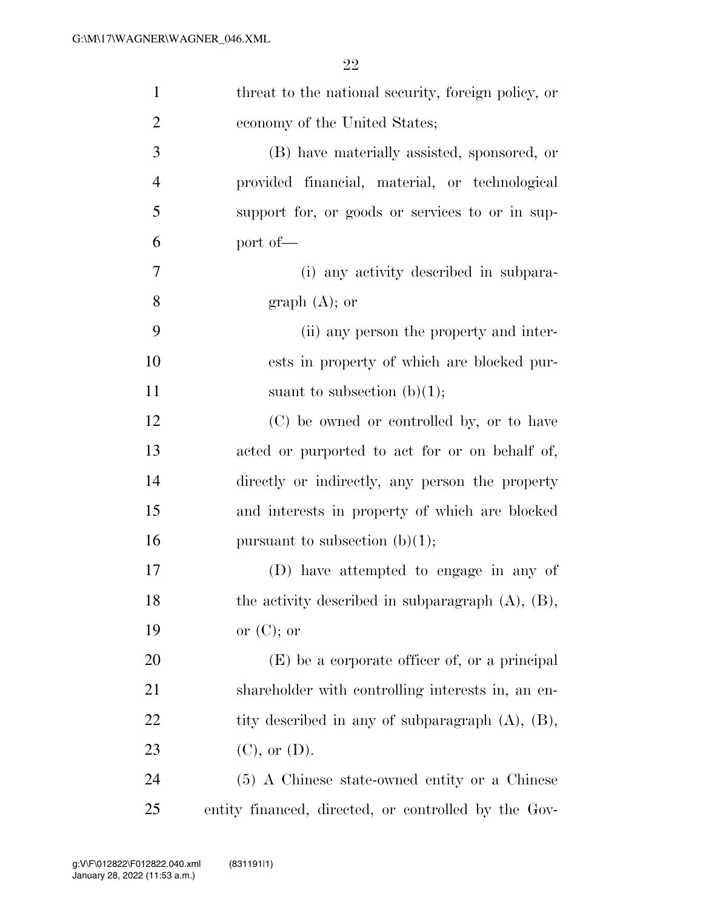threat to the national security, foreign policy, or economy of the United States;

(B) have materially assisted, sponsored, or provided financial, material, or technological support for, or goods or services to or in support of—

(i) any activity described in subparagraph (A); or

(ii) any person the property and interests in property of which are blocked pursuant to subsection (b)(1);

(C) be owned or controlled by, or to have acted or purported to act for or on behalf of, directly or indirectly, any person the property and interests in property of which are blocked pursuant to subsection (b)(1);

(D) have attempted to engage in any of the activity described in subparagraph (A), (B), or (C); or

(E) be a corporate officer of, or a principal shareholder with controlling interests in, an entity described in any of subparagraph (A), (B), (C), or (D).

(5) A Chinese state-owned entity or a Chinese entity financed, directed, or controlled by the Gov-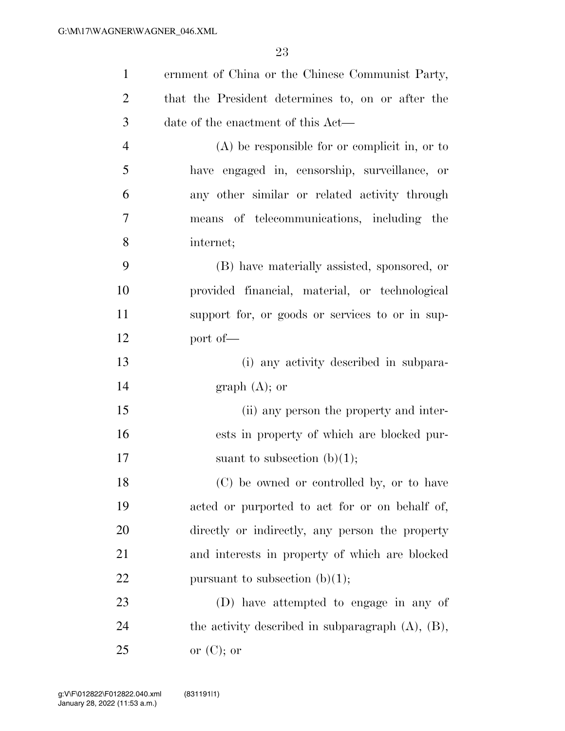ernment of China or the Chinese Communist Party, that the President determines to, on or after the date of the enactment of this Act—

(A) be responsible for or complicit in, or to have engaged in, censorship, surveillance, or any other similar or related activity through means of telecommunications, including the internet;

(B) have materially assisted, sponsored, or provided financial, material, or technological support for, or goods or services to or in support of—

(i) any activity described in subparagraph (A); or

(ii) any person the property and interests in property of which are blocked pursuant to subsection (b)(1);

(C) be owned or controlled by, or to have acted or purported to act for or on behalf of, directly or indirectly, any person the property and interests in property of which are blocked pursuant to subsection (b)(1);

(D) have attempted to engage in any of the activity described in subparagraph (A), (B), or (C); or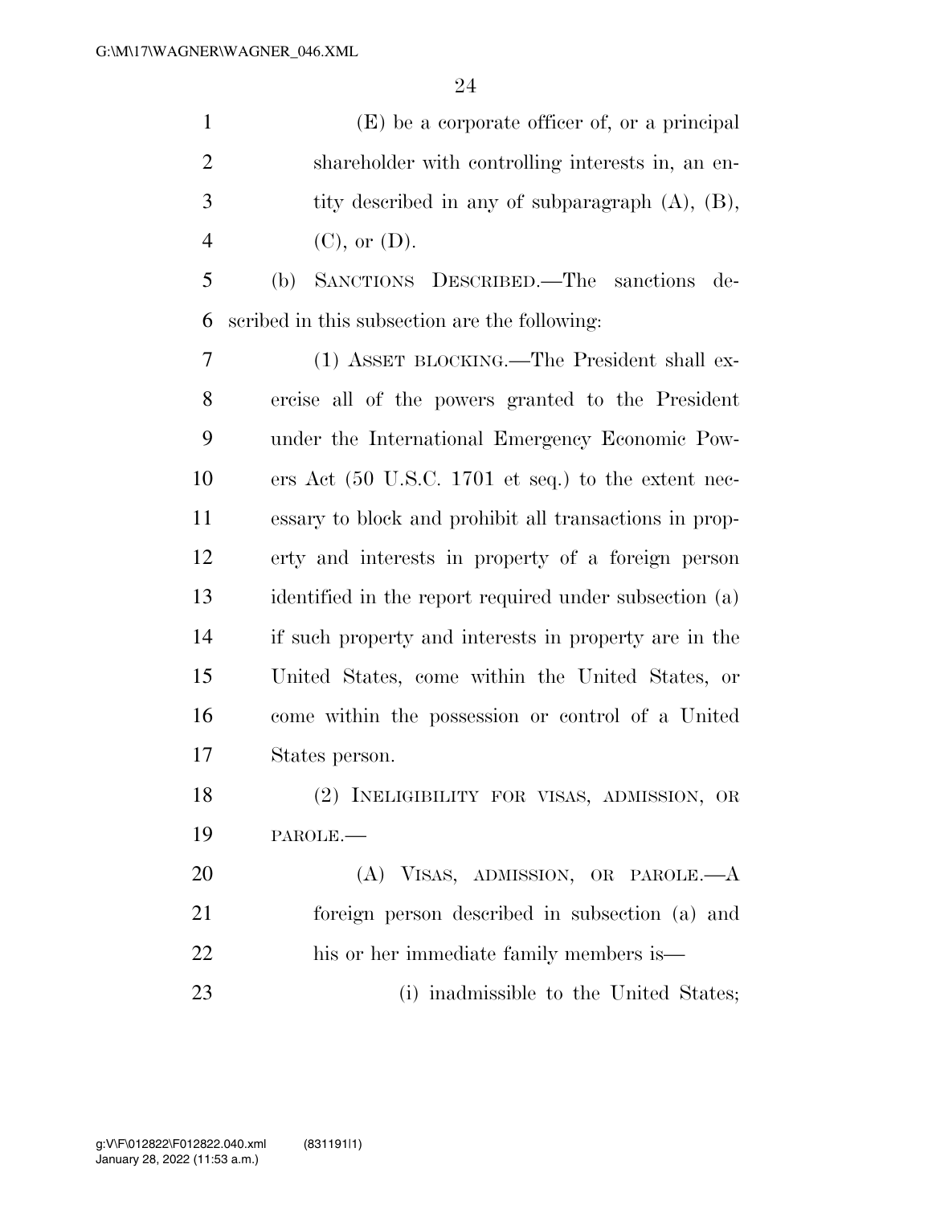(E) be a corporate officer of, or a principal shareholder with controlling interests in, an entity described in any of subparagraph (A), (B), (C), or (D).

(b) SANCTIONS DESCRIBED.—The sanctions described in this subsection are the following:

(1) ASSET BLOCKING.—The President shall exercise all of the powers granted to the President under the International Emergency Economic Powers Act (50 U.S.C. 1701 et seq.) to the extent necessary to block and prohibit all transactions in property and interests in property of a foreign person identified in the report required under subsection (a) if such property and interests in property are in the United States, come within the United States, or come within the possession or control of a United States person.

(2) INELIGIBILITY FOR VISAS, ADMISSION, OR PAROLE.—

(A) VISAS, ADMISSION, OR PAROLE.—A foreign person described in subsection (a) and his or her immediate family members is—

(i) inadmissible to the United States;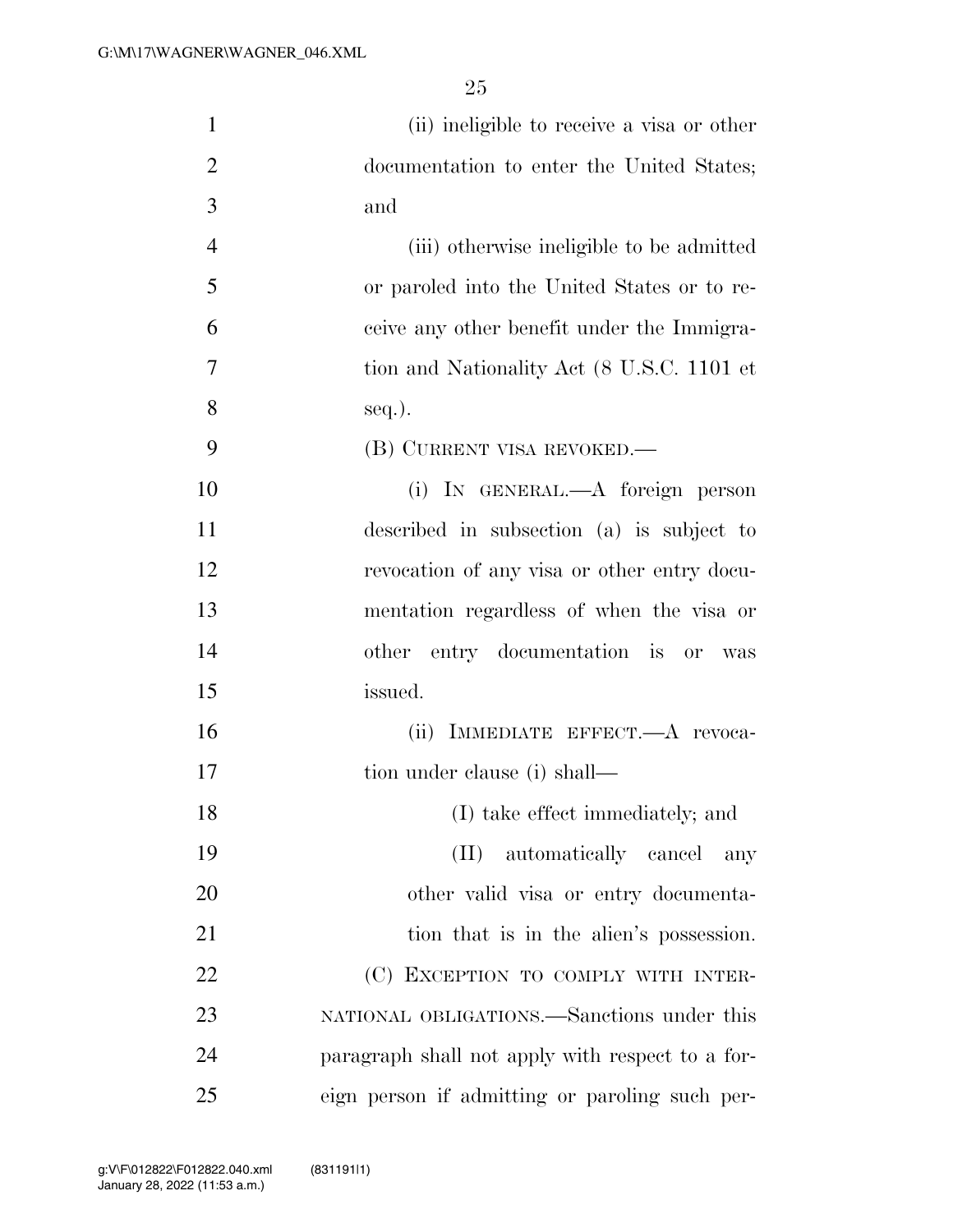(ii) ineligible to receive a visa or other documentation to enter the United States; and

(iii) otherwise ineligible to be admitted or paroled into the United States or to receive any other benefit under the Immigration and Nationality Act (8 U.S.C. 1101 et seq.).

(B) CURRENT VISA REVOKED.—

(i) IN GENERAL.—A foreign person described in subsection (a) is subject to revocation of any visa or other entry documentation regardless of when the visa or other entry documentation is or was issued.

(ii) IMMEDIATE EFFECT.—A revocation under clause (i) shall—

(I) take effect immediately; and

(II) automatically cancel any other valid visa or entry documentation that is in the alien's possession.

(C) EXCEPTION TO COMPLY WITH INTERNATIONAL OBLIGATIONS.—Sanctions under this paragraph shall not apply with respect to a foreign person if admitting or paroling such per-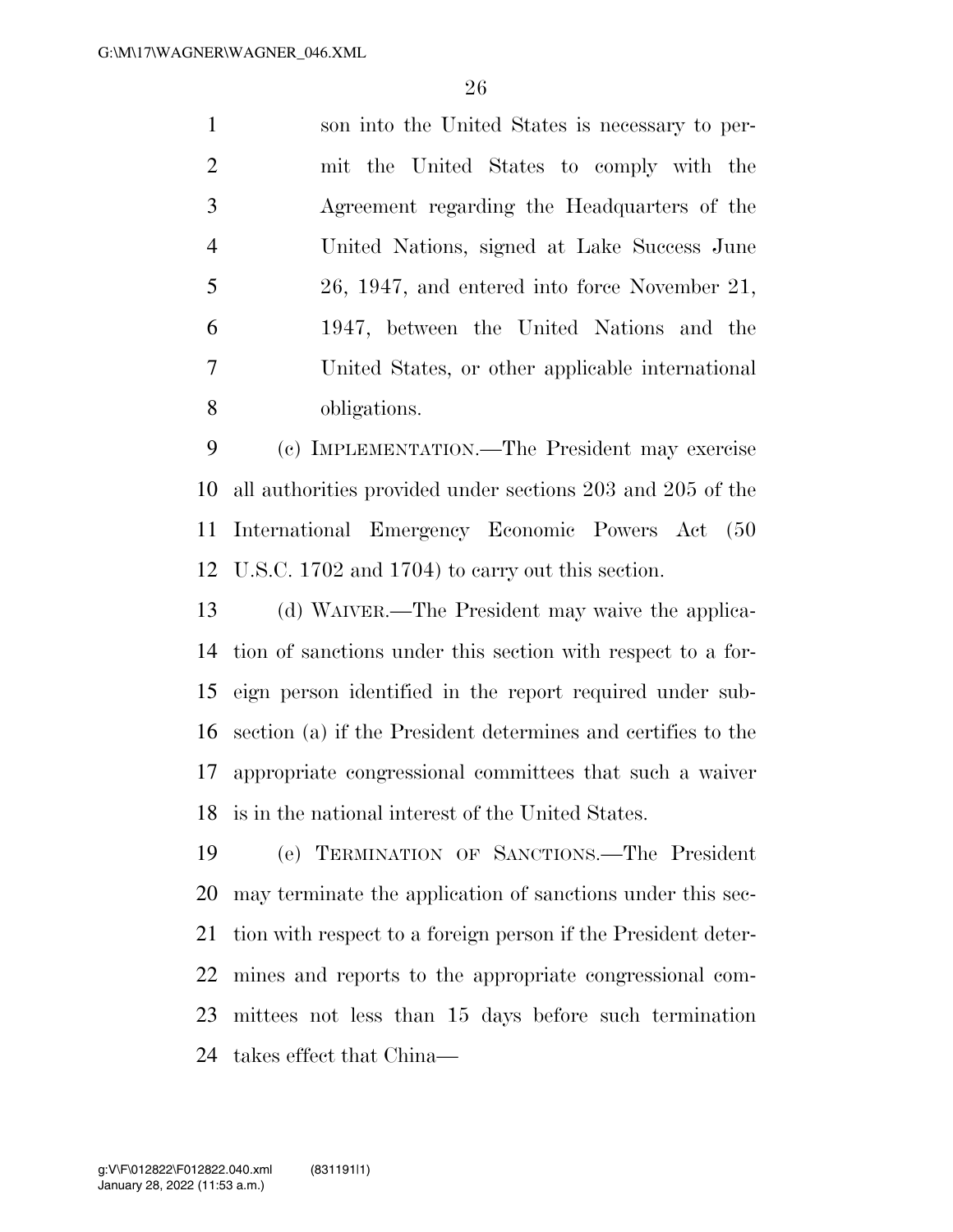son into the United States is necessary to permit the United States to comply with the Agreement regarding the Headquarters of the United Nations, signed at Lake Success June 26, 1947, and entered into force November 21, 1947, between the United Nations and the United States, or other applicable international obligations.

(c) IMPLEMENTATION.—The President may exercise all authorities provided under sections 203 and 205 of the International Emergency Economic Powers Act (50 U.S.C. 1702 and 1704) to carry out this section.

(d) WAIVER.—The President may waive the application of sanctions under this section with respect to a foreign person identified in the report required under subsection (a) if the President determines and certifies to the appropriate congressional committees that such a waiver is in the national interest of the United States.

(e) TERMINATION OF SANCTIONS.—The President may terminate the application of sanctions under this section with respect to a foreign person if the President determines and reports to the appropriate congressional committees not less than 15 days before such termination takes effect that China—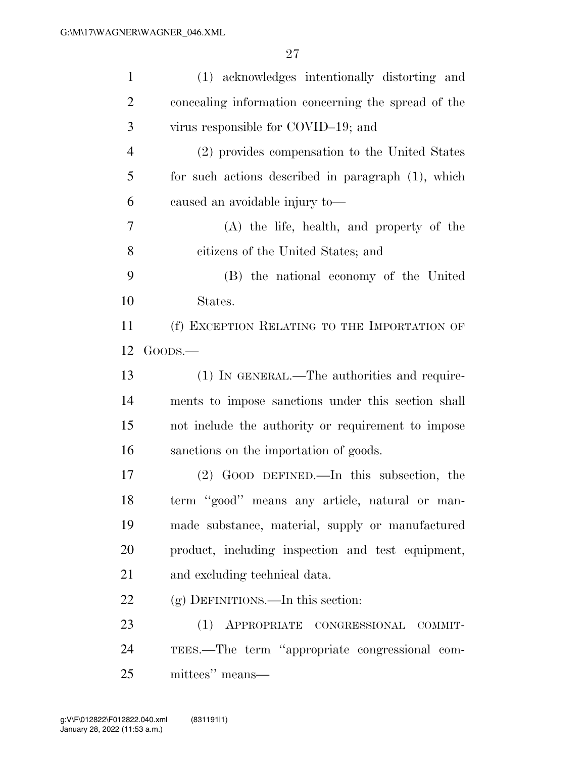(1) acknowledges intentionally distorting and concealing information concerning the spread of the virus responsible for COVID–19; and

(2) provides compensation to the United States for such actions described in paragraph (1), which caused an avoidable injury to—

(A) the life, health, and property of the citizens of the United States; and

(B) the national economy of the United States.

(f) EXCEPTION RELATING TO THE IMPORTATION OF GOODS.—

(1) IN GENERAL.—The authorities and requirements to impose sanctions under this section shall not include the authority or requirement to impose sanctions on the importation of goods.

(2) GOOD DEFINED.—In this subsection, the term ''good'' means any article, natural or manmade substance, material, supply or manufactured product, including inspection and test equipment, and excluding technical data.

(g) DEFINITIONS.—In this section:

(1) APPROPRIATE CONGRESSIONAL COMMITTEES.—The term ''appropriate congressional committees'' means—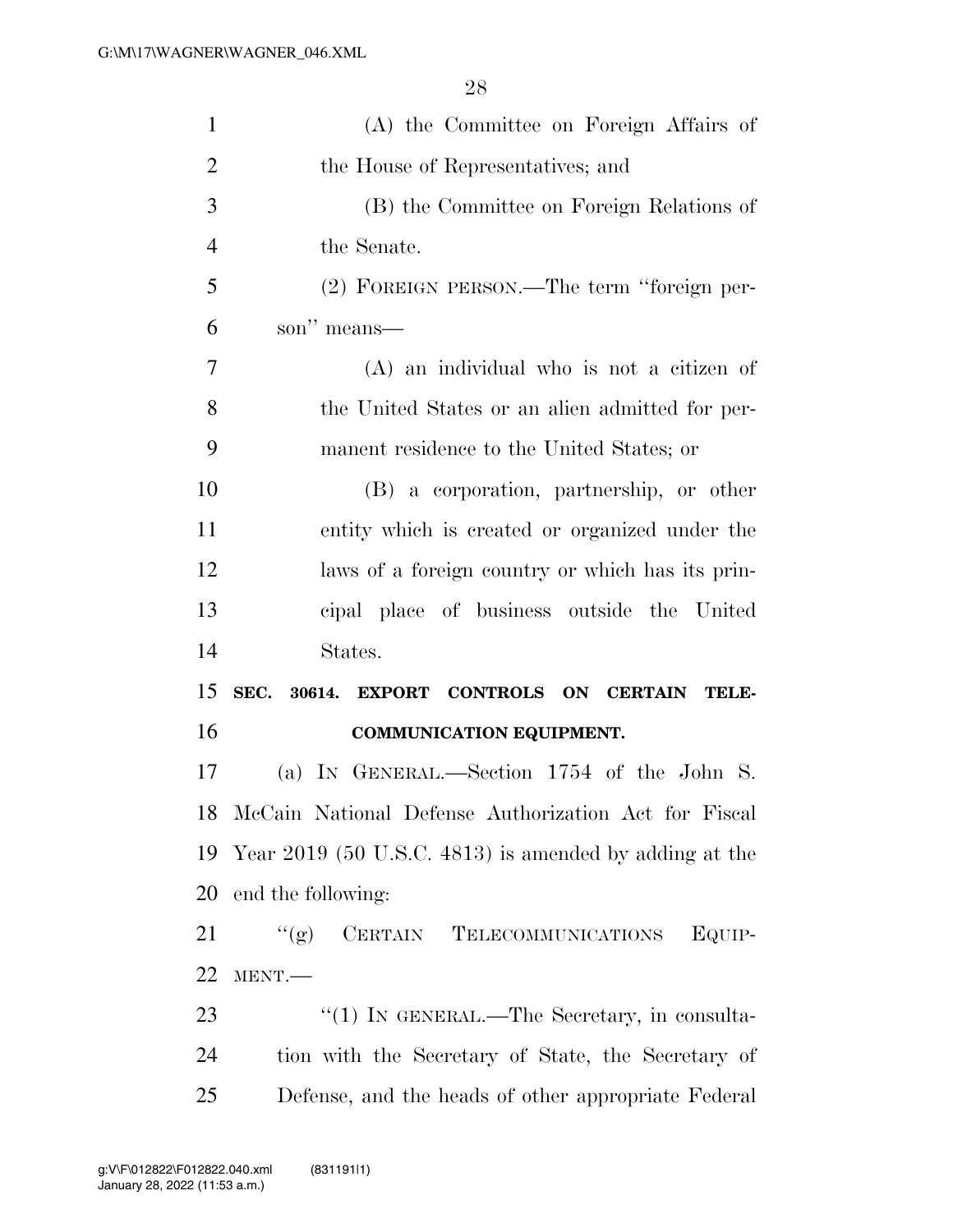(A) the Committee on Foreign Affairs of the House of Representatives; and

(B) the Committee on Foreign Relations of the Senate.

(2) FOREIGN PERSON.—The term "foreign person" means—

(A) an individual who is not a citizen of the United States or an alien admitted for permanent residence to the United States; or

(B) a corporation, partnership, or other entity which is created or organized under the laws of a foreign country or which has its principal place of business outside the United States.

## SEC. 30614. EXPORT CONTROLS ON CERTAIN TELECOMMUNICATION EQUIPMENT.

(a) IN GENERAL.—Section 1754 of the John S. McCain National Defense Authorization Act for Fiscal Year 2019 (50 U.S.C. 4813) is amended by adding at the end the following:

"(g) CERTAIN TELECOMMUNICATIONS EQUIPMENT.—

"(1) IN GENERAL.—The Secretary, in consultation with the Secretary of State, the Secretary of Defense, and the heads of other appropriate Federal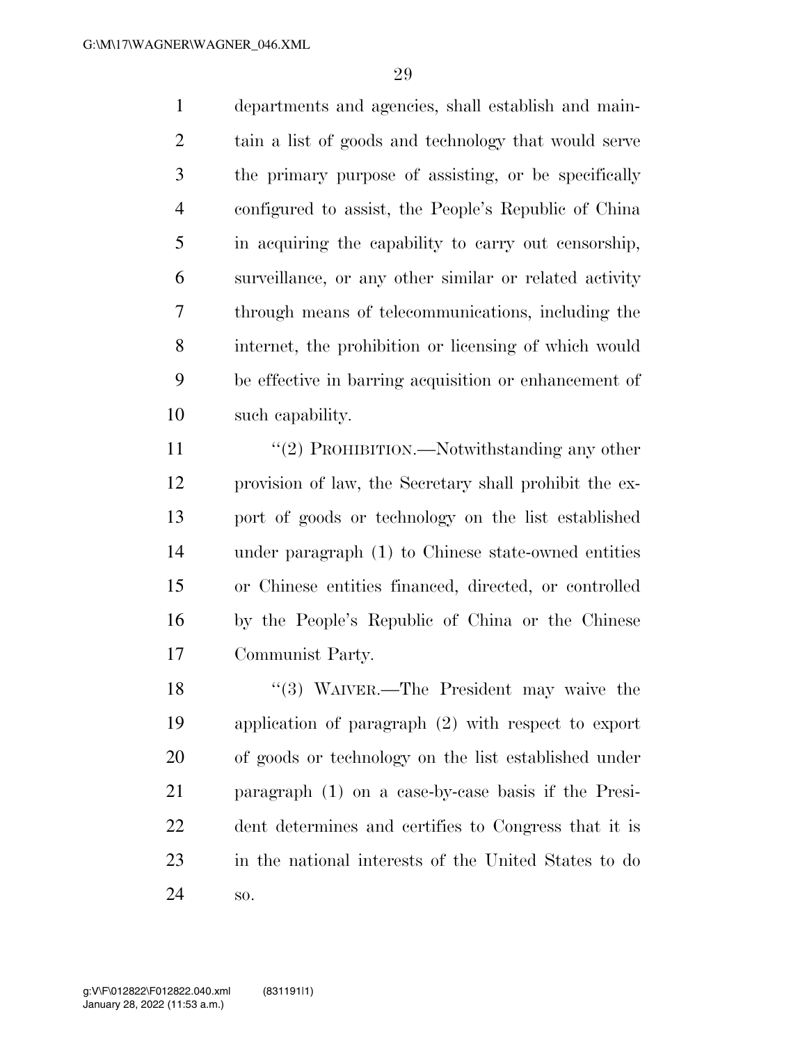departments and agencies, shall establish and maintain a list of goods and technology that would serve the primary purpose of assisting, or be specifically configured to assist, the People's Republic of China in acquiring the capability to carry out censorship, surveillance, or any other similar or related activity through means of telecommunications, including the internet, the prohibition or licensing of which would be effective in barring acquisition or enhancement of such capability.

''(2) PROHIBITION.—Notwithstanding any other provision of law, the Secretary shall prohibit the export of goods or technology on the list established under paragraph (1) to Chinese state-owned entities or Chinese entities financed, directed, or controlled by the People's Republic of China or the Chinese Communist Party.

''(3) WAIVER.—The President may waive the application of paragraph (2) with respect to export of goods or technology on the list established under paragraph (1) on a case-by-case basis if the President determines and certifies to Congress that it is in the national interests of the United States to do so.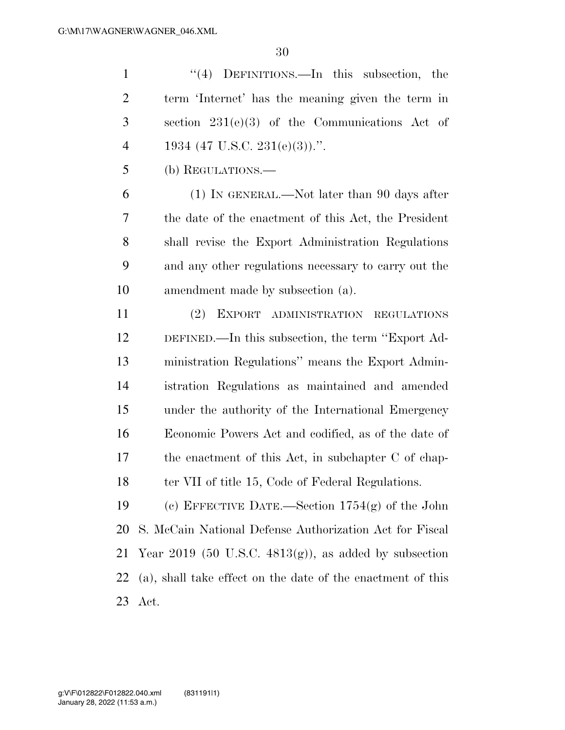''(4) DEFINITIONS.—In this subsection, the term 'Internet' has the meaning given the term in section 231(e)(3) of the Communications Act of 1934 (47 U.S.C. 231(e)(3)).''.

(b) REGULATIONS.—

(1) IN GENERAL.—Not later than 90 days after the date of the enactment of this Act, the President shall revise the Export Administration Regulations and any other regulations necessary to carry out the amendment made by subsection (a).

(2) EXPORT ADMINISTRATION REGULATIONS DEFINED.—In this subsection, the term ''Export Administration Regulations'' means the Export Administration Regulations as maintained and amended under the authority of the International Emergency Economic Powers Act and codified, as of the date of the enactment of this Act, in subchapter C of chapter VII of title 15, Code of Federal Regulations.

(c) EFFECTIVE DATE.—Section 1754(g) of the John S. McCain National Defense Authorization Act for Fiscal Year 2019 (50 U.S.C. 4813(g)), as added by subsection (a), shall take effect on the date of the enactment of this Act.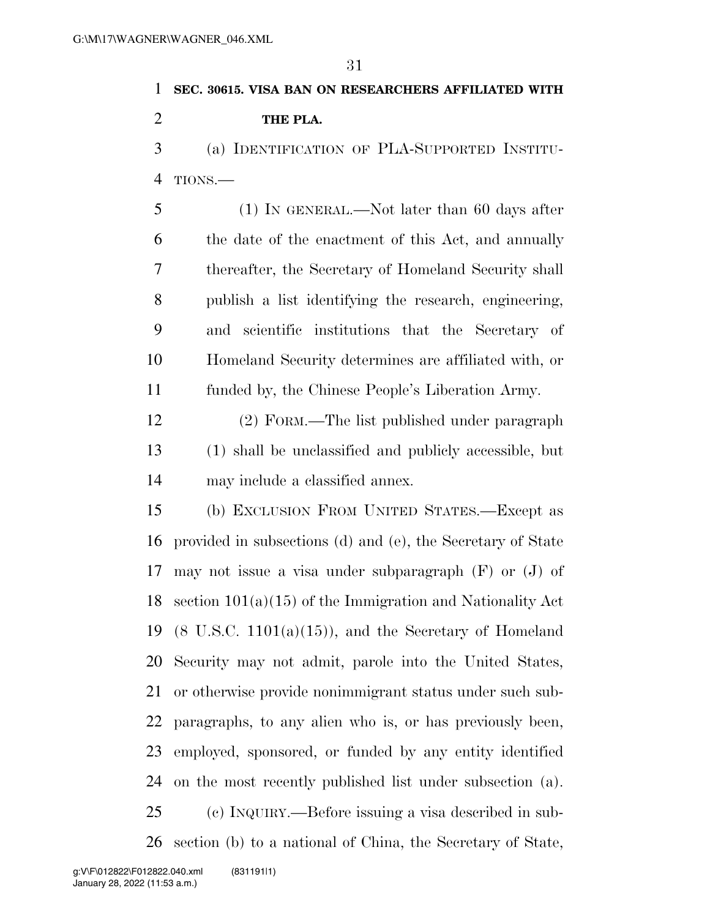**SEC. 30615. VISA BAN ON RESEARCHERS AFFILIATED WITH THE PLA.**

(a) IDENTIFICATION OF PLA-SUPPORTED INSTITUTIONS.—

(1) IN GENERAL.—Not later than 60 days after the date of the enactment of this Act, and annually thereafter, the Secretary of Homeland Security shall publish a list identifying the research, engineering, and scientific institutions that the Secretary of Homeland Security determines are affiliated with, or funded by, the Chinese People's Liberation Army.

(2) FORM.—The list published under paragraph (1) shall be unclassified and publicly accessible, but may include a classified annex.

(b) EXCLUSION FROM UNITED STATES.—Except as provided in subsections (d) and (e), the Secretary of State may not issue a visa under subparagraph (F) or (J) of section 101(a)(15) of the Immigration and Nationality Act (8 U.S.C. 1101(a)(15)), and the Secretary of Homeland Security may not admit, parole into the United States, or otherwise provide nonimmigrant status under such subparagraphs, to any alien who is, or has previously been, employed, sponsored, or funded by any entity identified on the most recently published list under subsection (a).

(c) INQUIRY.—Before issuing a visa described in subsection (b) to a national of China, the Secretary of State,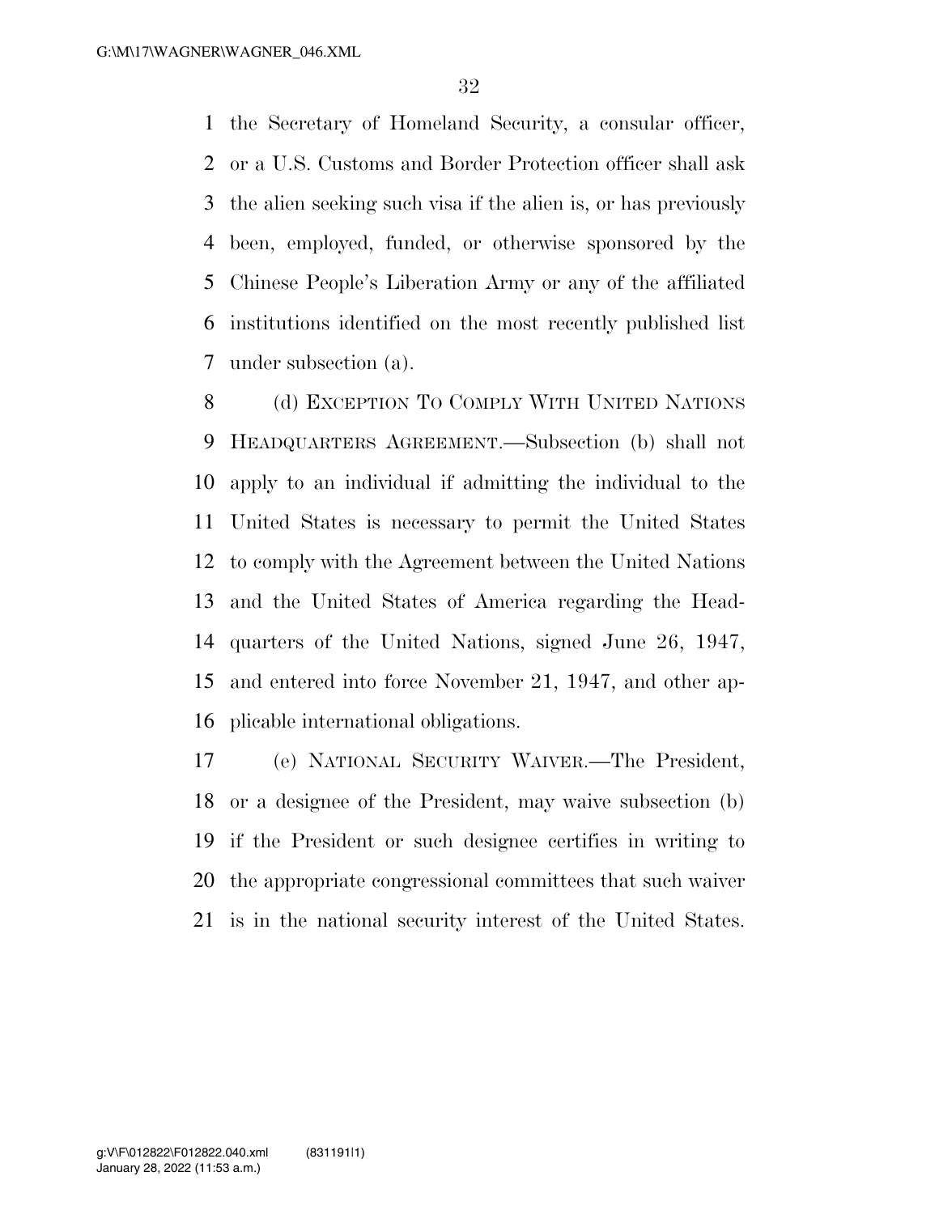the Secretary of Homeland Security, a consular officer, or a U.S. Customs and Border Protection officer shall ask the alien seeking such visa if the alien is, or has previously been, employed, funded, or otherwise sponsored by the Chinese People's Liberation Army or any of the affiliated institutions identified on the most recently published list under subsection (a).

(d) EXCEPTION TO COMPLY WITH UNITED NATIONS HEADQUARTERS AGREEMENT.—Subsection (b) shall not apply to an individual if admitting the individual to the United States is necessary to permit the United States to comply with the Agreement between the United Nations and the United States of America regarding the Headquarters of the United Nations, signed June 26, 1947, and entered into force November 21, 1947, and other applicable international obligations.

(e) NATIONAL SECURITY WAIVER.—The President, or a designee of the President, may waive subsection (b) if the President or such designee certifies in writing to the appropriate congressional committees that such waiver is in the national security interest of the United States.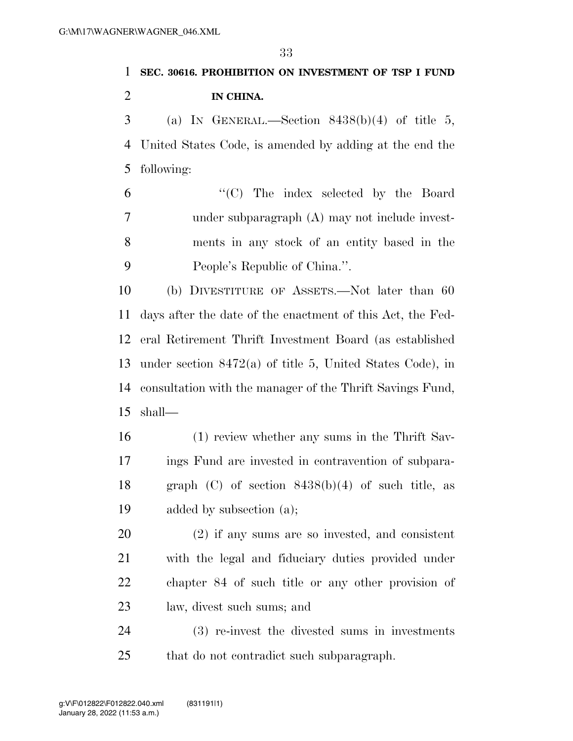**SEC. 30616. PROHIBITION ON INVESTMENT OF TSP I FUND IN CHINA.**

(a) IN GENERAL.—Section 8438(b)(4) of title 5, United States Code, is amended by adding at the end the following:

"(C) The index selected by the Board under subparagraph (A) may not include investments in any stock of an entity based in the People's Republic of China.".

(b) DIVESTITURE OF ASSETS.—Not later than 60 days after the date of the enactment of this Act, the Federal Retirement Thrift Investment Board (as established under section 8472(a) of title 5, United States Code), in consultation with the manager of the Thrift Savings Fund, shall—

(1) review whether any sums in the Thrift Savings Fund are invested in contravention of subparagraph (C) of section 8438(b)(4) of such title, as added by subsection (a);

(2) if any sums are so invested, and consistent with the legal and fiduciary duties provided under chapter 84 of such title or any other provision of law, divest such sums; and

(3) re-invest the divested sums in investments that do not contradict such subparagraph.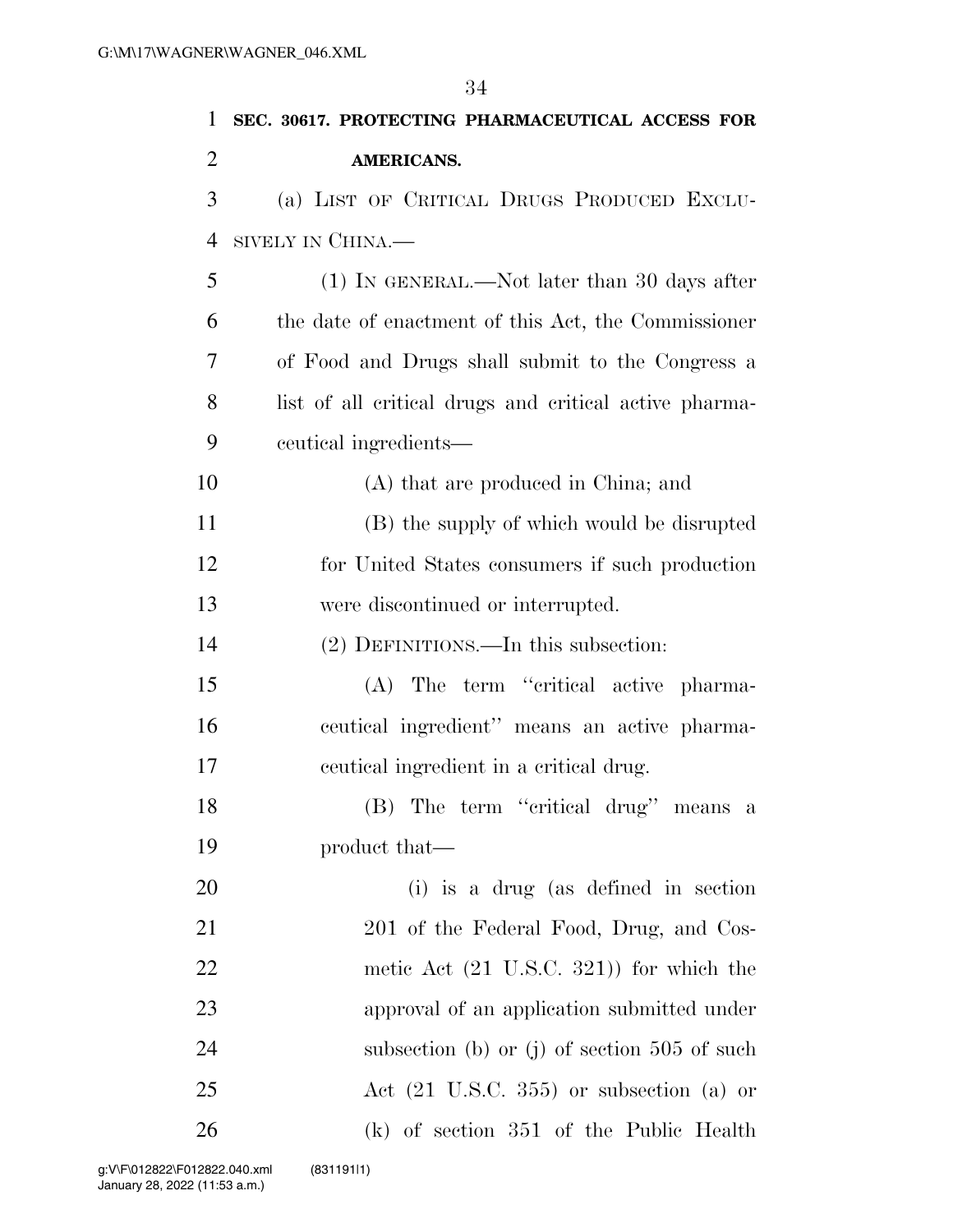**SEC. 30617. PROTECTING PHARMACEUTICAL ACCESS FOR AMERICANS.**

(a) LIST OF CRITICAL DRUGS PRODUCED EXCLUSIVELY IN CHINA.—

(1) IN GENERAL.—Not later than 30 days after the date of enactment of this Act, the Commissioner of Food and Drugs shall submit to the Congress a list of all critical drugs and critical active pharmaceutical ingredients—

(A) that are produced in China; and

(B) the supply of which would be disrupted for United States consumers if such production were discontinued or interrupted.

(2) DEFINITIONS.—In this subsection:

(A) The term ''critical active pharmaceutical ingredient'' means an active pharmaceutical ingredient in a critical drug.

(B) The term ''critical drug'' means a product that—

(i) is a drug (as defined in section 201 of the Federal Food, Drug, and Cosmetic Act (21 U.S.C. 321)) for which the approval of an application submitted under subsection (b) or (j) of section 505 of such Act (21 U.S.C. 355) or subsection (a) or (k) of section 351 of the Public Health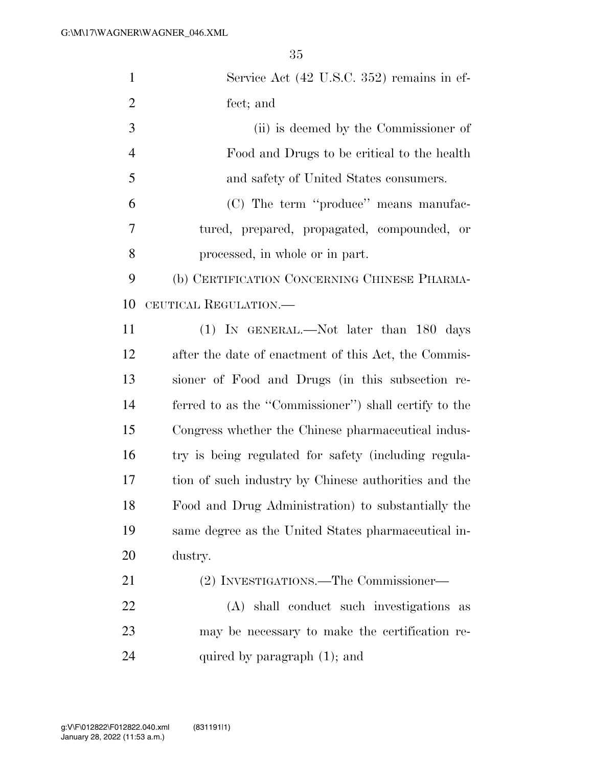Service Act (42 U.S.C. 352) remains in effect; and

(ii) is deemed by the Commissioner of Food and Drugs to be critical to the health and safety of United States consumers.

(C) The term ''produce'' means manufactured, prepared, propagated, compounded, or processed, in whole or in part.

(b) CERTIFICATION CONCERNING CHINESE PHARMACEUTICAL REGULATION.—

(1) IN GENERAL.—Not later than 180 days after the date of enactment of this Act, the Commissioner of Food and Drugs (in this subsection referred to as the ''Commissioner'') shall certify to the Congress whether the Chinese pharmaceutical industry is being regulated for safety (including regulation of such industry by Chinese authorities and the Food and Drug Administration) to substantially the same degree as the United States pharmaceutical industry.

(2) INVESTIGATIONS.—The Commissioner—

(A) shall conduct such investigations as may be necessary to make the certification required by paragraph (1); and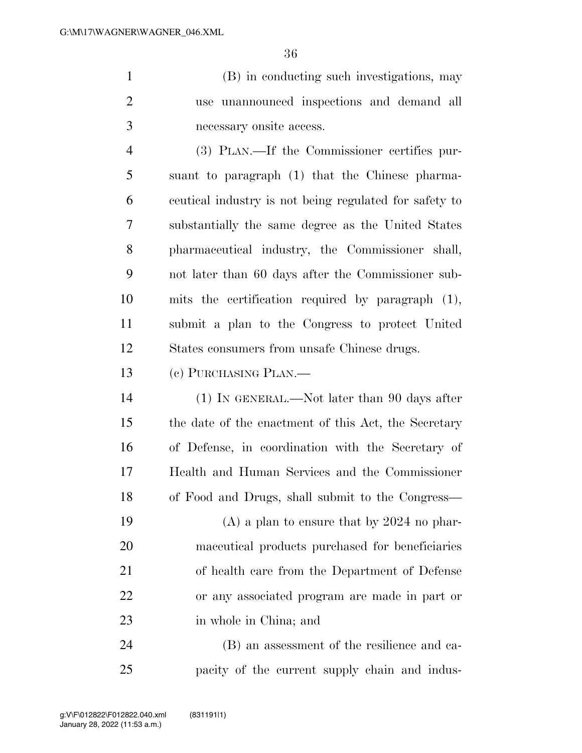(B) in conducting such investigations, may use unannounced inspections and demand all necessary onsite access.

(3) PLAN.—If the Commissioner certifies pursuant to paragraph (1) that the Chinese pharmaceutical industry is not being regulated for safety to substantially the same degree as the United States pharmaceutical industry, the Commissioner shall, not later than 60 days after the Commissioner submits the certification required by paragraph (1), submit a plan to the Congress to protect United States consumers from unsafe Chinese drugs.

(c) PURCHASING PLAN.—

(1) IN GENERAL.—Not later than 90 days after the date of the enactment of this Act, the Secretary of Defense, in coordination with the Secretary of Health and Human Services and the Commissioner of Food and Drugs, shall submit to the Congress—

(A) a plan to ensure that by 2024 no pharmaceutical products purchased for beneficiaries of health care from the Department of Defense or any associated program are made in part or in whole in China; and

(B) an assessment of the resilience and capacity of the current supply chain and indus-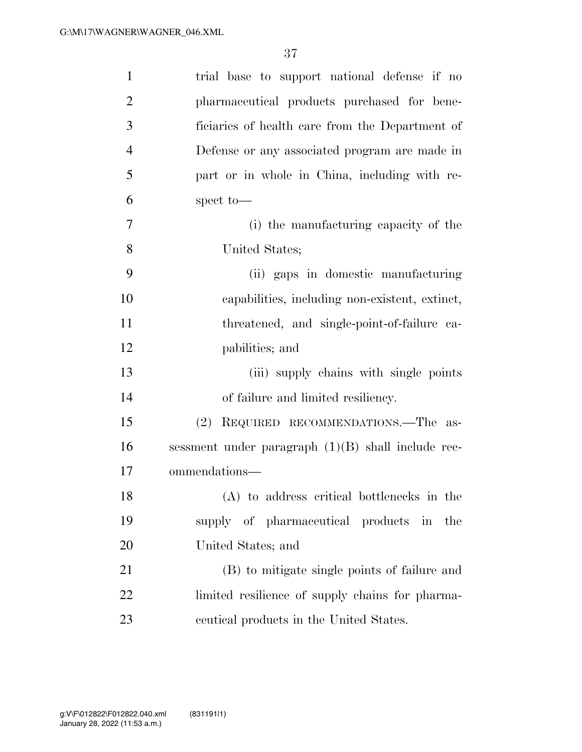trial base to support national defense if no pharmaceutical products purchased for beneficiaries of health care from the Department of Defense or any associated program are made in part or in whole in China, including with respect to—

(i) the manufacturing capacity of the United States;

(ii) gaps in domestic manufacturing capabilities, including non-existent, extinct, threatened, and single-point-of-failure capabilities; and

(iii) supply chains with single points of failure and limited resiliency.

(2) REQUIRED RECOMMENDATIONS.—The assessment under paragraph (1)(B) shall include recommendations—

(A) to address critical bottlenecks in the supply of pharmaceutical products in the United States; and

(B) to mitigate single points of failure and limited resilience of supply chains for pharmaceutical products in the United States.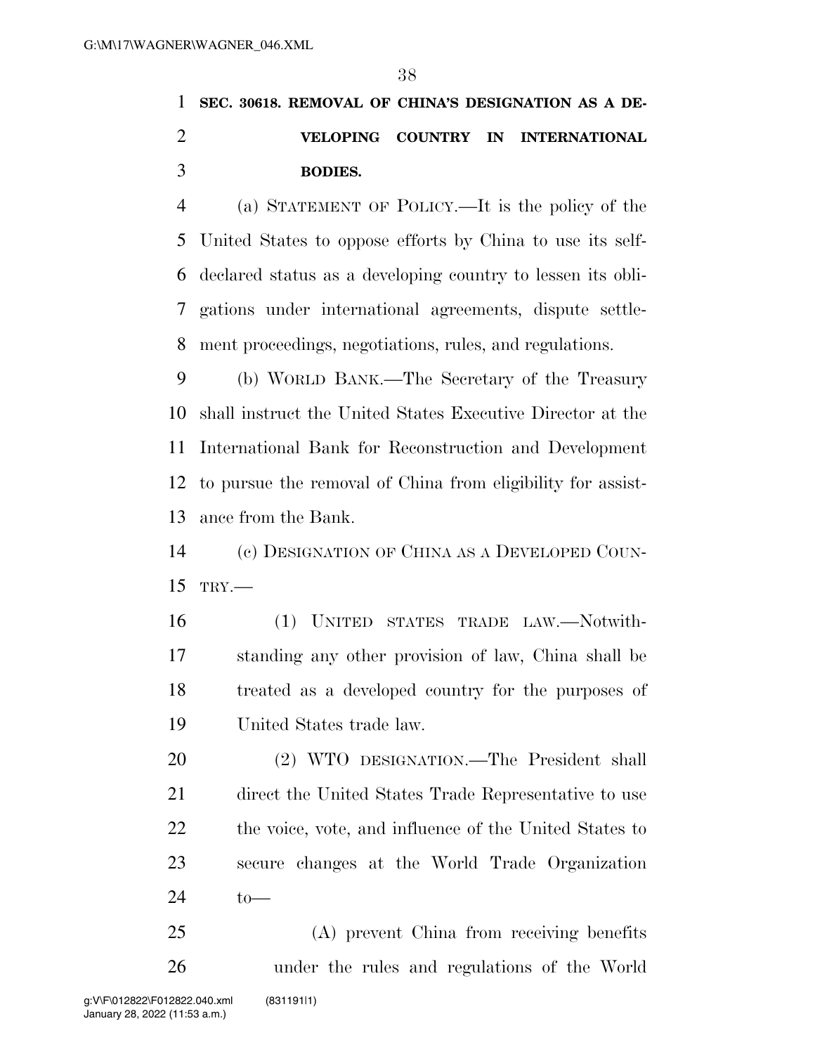**SEC. 30618. REMOVAL OF CHINA'S DESIGNATION AS A DEVELOPING COUNTRY IN INTERNATIONAL BODIES.**

(a) STATEMENT OF POLICY.—It is the policy of the United States to oppose efforts by China to use its self-declared status as a developing country to lessen its obligations under international agreements, dispute settlement proceedings, negotiations, rules, and regulations.

(b) WORLD BANK.—The Secretary of the Treasury shall instruct the United States Executive Director at the International Bank for Reconstruction and Development to pursue the removal of China from eligibility for assistance from the Bank.

(c) DESIGNATION OF CHINA AS A DEVELOPED COUNTRY.—

(1) UNITED STATES TRADE LAW.—Notwithstanding any other provision of law, China shall be treated as a developed country for the purposes of United States trade law.

(2) WTO DESIGNATION.—The President shall direct the United States Trade Representative to use the voice, vote, and influence of the United States to secure changes at the World Trade Organization to—

(A) prevent China from receiving benefits under the rules and regulations of the World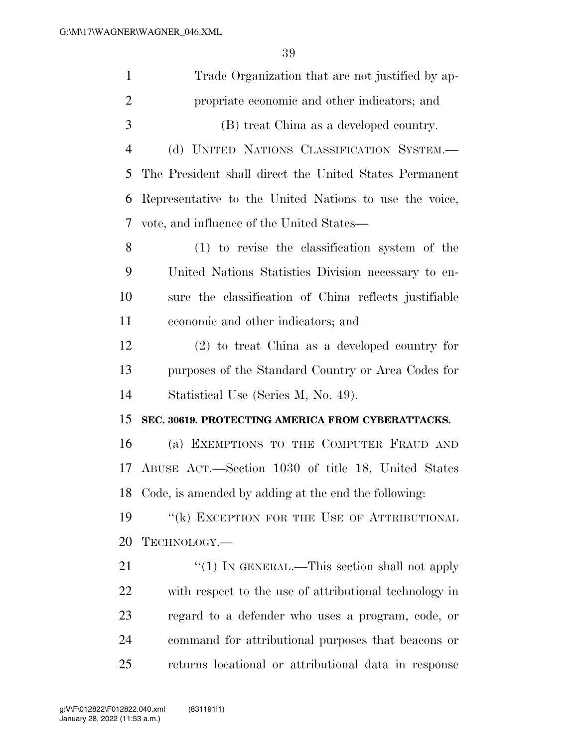Trade Organization that are not justified by appropriate economic and other indicators; and

(B) treat China as a developed country.

(d) UNITED NATIONS CLASSIFICATION SYSTEM.—The President shall direct the United States Permanent Representative to the United Nations to use the voice, vote, and influence of the United States—

(1) to revise the classification system of the United Nations Statistics Division necessary to ensure the classification of China reflects justifiable economic and other indicators; and

(2) to treat China as a developed country for purposes of the Standard Country or Area Codes for Statistical Use (Series M, No. 49).

**SEC. 30619. PROTECTING AMERICA FROM CYBERATTACKS.**

(a) EXEMPTIONS TO THE COMPUTER FRAUD AND ABUSE ACT.—Section 1030 of title 18, United States Code, is amended by adding at the end the following:

"(k) EXCEPTION FOR THE USE OF ATTRIBUTIONAL TECHNOLOGY.—

"(1) IN GENERAL.—This section shall not apply with respect to the use of attributional technology in regard to a defender who uses a program, code, or command for attributional purposes that beacons or returns locational or attributional data in response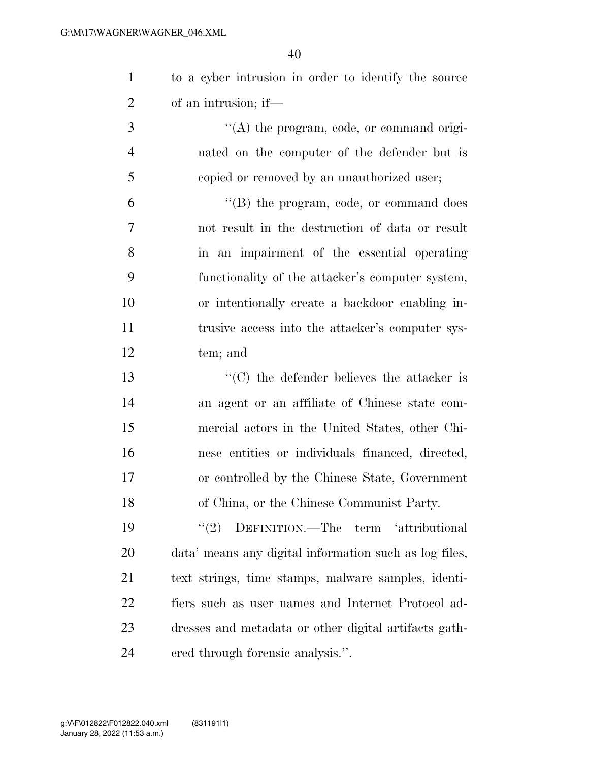to a cyber intrusion in order to identify the source of an intrusion; if—

"(A) the program, code, or command originated on the computer of the defender but is copied or removed by an unauthorized user;

"(B) the program, code, or command does not result in the destruction of data or result in an impairment of the essential operating functionality of the attacker's computer system, or intentionally create a backdoor enabling intrusive access into the attacker's computer system; and

"(C) the defender believes the attacker is an agent or an affiliate of Chinese state commercial actors in the United States, other Chinese entities or individuals financed, directed, or controlled by the Chinese State, Government of China, or the Chinese Communist Party.

"(2) DEFINITION.—The term 'attributional data' means any digital information such as log files, text strings, time stamps, malware samples, identifiers such as user names and Internet Protocol addresses and metadata or other digital artifacts gathered through forensic analysis.".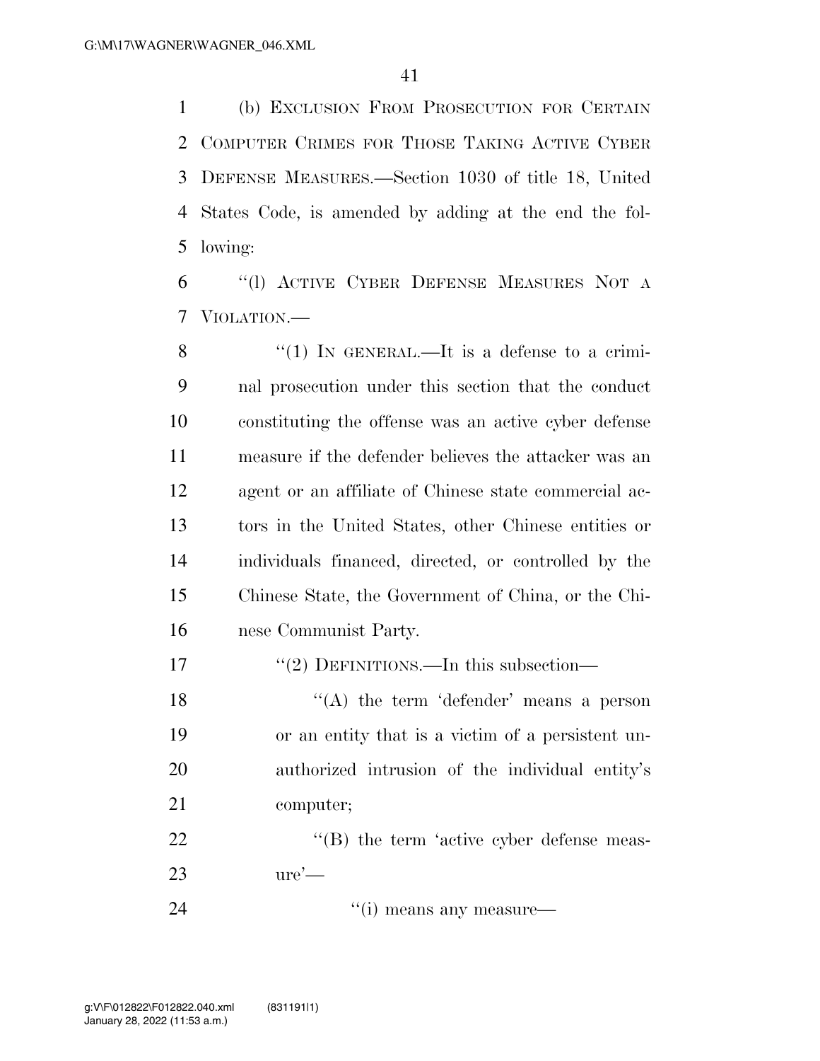(b) EXCLUSION FROM PROSECUTION FOR CERTAIN COMPUTER CRIMES FOR THOSE TAKING ACTIVE CYBER DEFENSE MEASURES.—Section 1030 of title 18, United States Code, is amended by adding at the end the following:

"(l) ACTIVE CYBER DEFENSE MEASURES NOT A VIOLATION.—

"(1) IN GENERAL.—It is a defense to a criminal prosecution under this section that the conduct constituting the offense was an active cyber defense measure if the defender believes the attacker was an agent or an affiliate of Chinese state commercial actors in the United States, other Chinese entities or individuals financed, directed, or controlled by the Chinese State, the Government of China, or the Chinese Communist Party.

"(2) DEFINITIONS.—In this subsection—

"(A) the term 'defender' means a person or an entity that is a victim of a persistent unauthorized intrusion of the individual entity's computer;

"(B) the term 'active cyber defense measure'—

"(i) means any measure—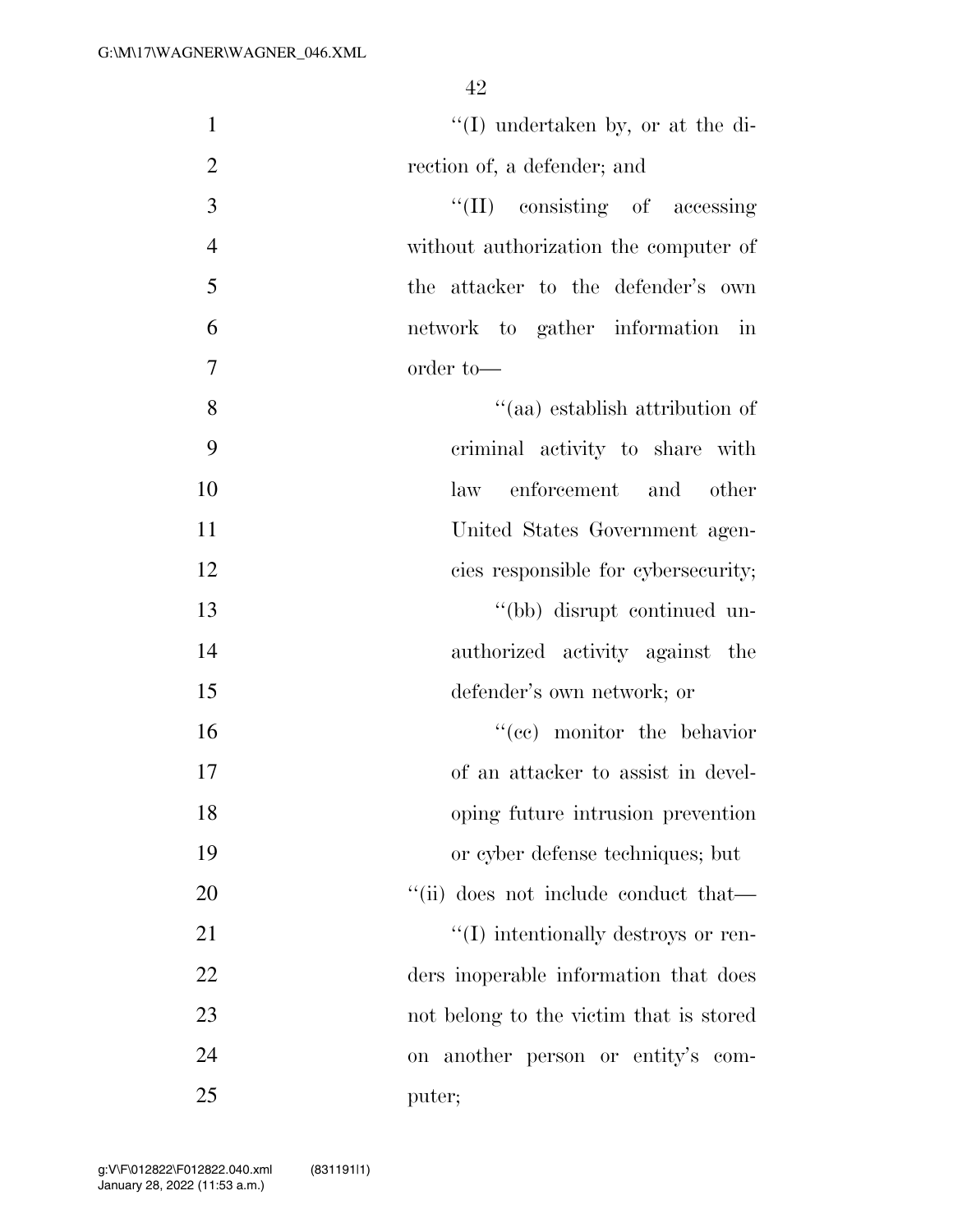''(I) undertaken by, or at the direction of, a defender; and

''(II) consisting of accessing without authorization the computer of the attacker to the defender's own network to gather information in order to—

''(aa) establish attribution of criminal activity to share with law enforcement and other United States Government agencies responsible for cybersecurity;

''(bb) disrupt continued unauthorized activity against the defender's own network; or

''(cc) monitor the behavior of an attacker to assist in developing future intrusion prevention or cyber defense techniques; but

''(ii) does not include conduct that—

''(I) intentionally destroys or renders inoperable information that does not belong to the victim that is stored on another person or entity's computer;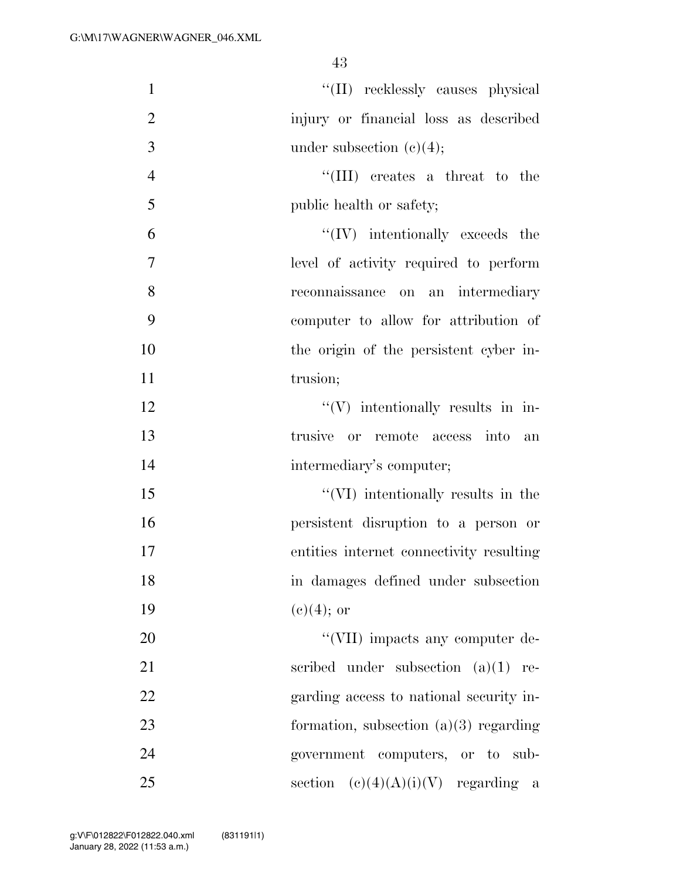"(II) recklessly causes physical injury or financial loss as described under subsection (c)(4);

"(III) creates a threat to the public health or safety;

"(IV) intentionally exceeds the level of activity required to perform reconnaissance on an intermediary computer to allow for attribution of the origin of the persistent cyber intrusion;

"(V) intentionally results in intrusive or remote access into an intermediary's computer;

"(VI) intentionally results in the persistent disruption to a person or entities internet connectivity resulting in damages defined under subsection (c)(4); or

"(VII) impacts any computer described under subsection (a)(1) regarding access to national security information, subsection (a)(3) regarding government computers, or to subsection (c)(4)(A)(i)(V) regarding a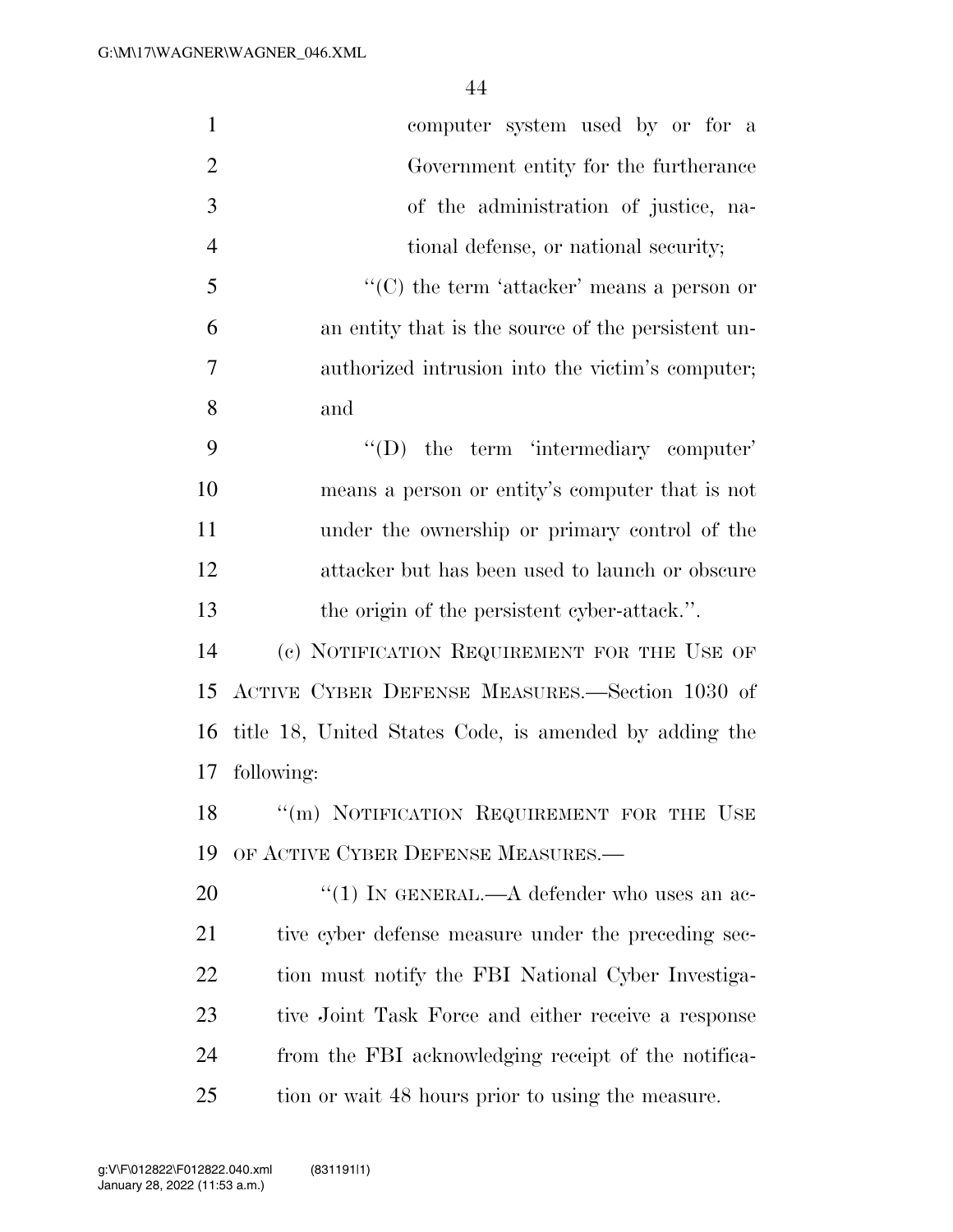computer system used by or for a Government entity for the furtherance of the administration of justice, national defense, or national security;

"(C) the term 'attacker' means a person or an entity that is the source of the persistent unauthorized intrusion into the victim's computer; and

"(D) the term 'intermediary computer' means a person or entity's computer that is not under the ownership or primary control of the attacker but has been used to launch or obscure the origin of the persistent cyber-attack.".

(c) NOTIFICATION REQUIREMENT FOR THE USE OF ACTIVE CYBER DEFENSE MEASURES.—Section 1030 of title 18, United States Code, is amended by adding the following:

"(m) NOTIFICATION REQUIREMENT FOR THE USE OF ACTIVE CYBER DEFENSE MEASURES.—

"(1) IN GENERAL.—A defender who uses an active cyber defense measure under the preceding section must notify the FBI National Cyber Investigative Joint Task Force and either receive a response from the FBI acknowledging receipt of the notification or wait 48 hours prior to using the measure.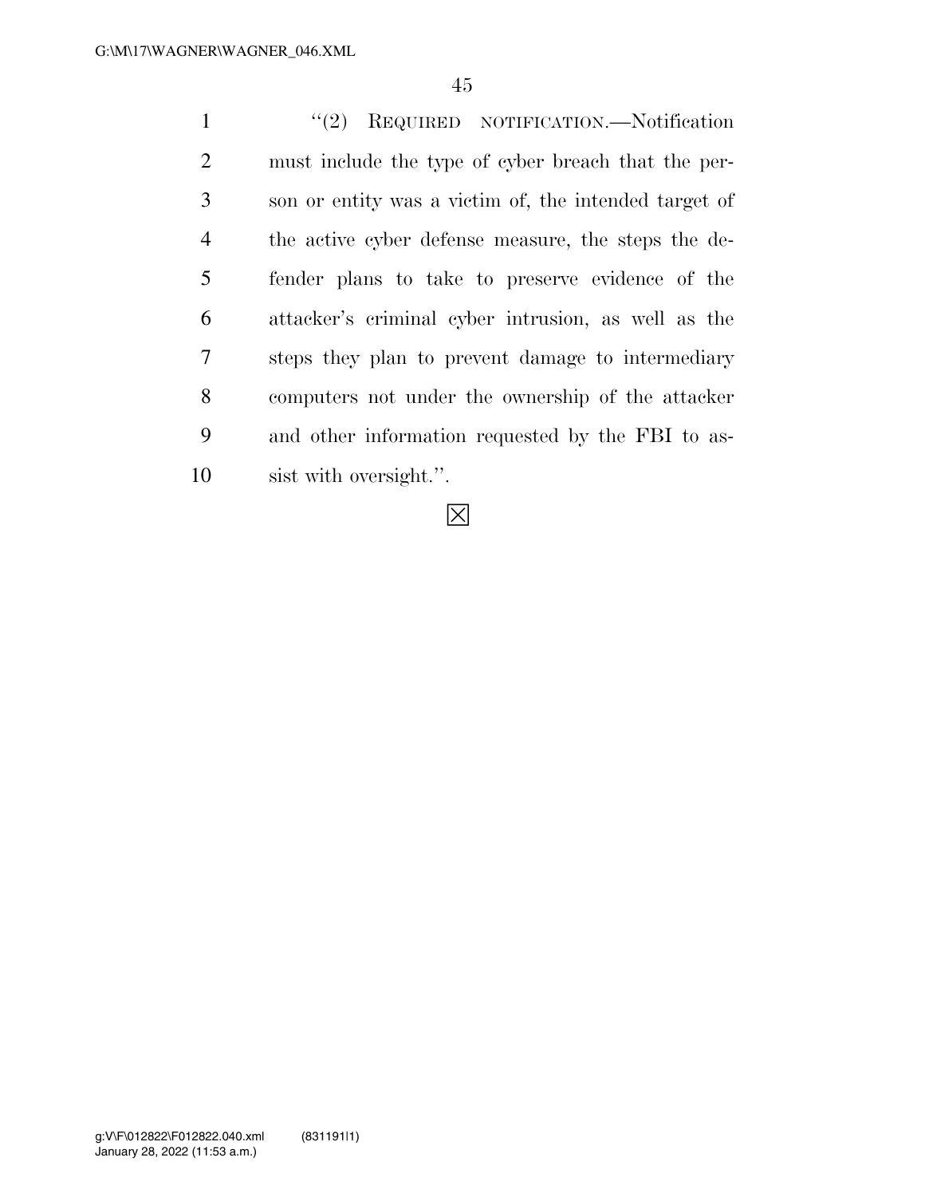''(2) REQUIRED NOTIFICATION.—Notification must include the type of cyber breach that the person or entity was a victim of, the intended target of the active cyber defense measure, the steps the defender plans to take to preserve evidence of the attacker's criminal cyber intrusion, as well as the steps they plan to prevent damage to intermediary computers not under the ownership of the attacker and other information requested by the FBI to assist with oversight.''.